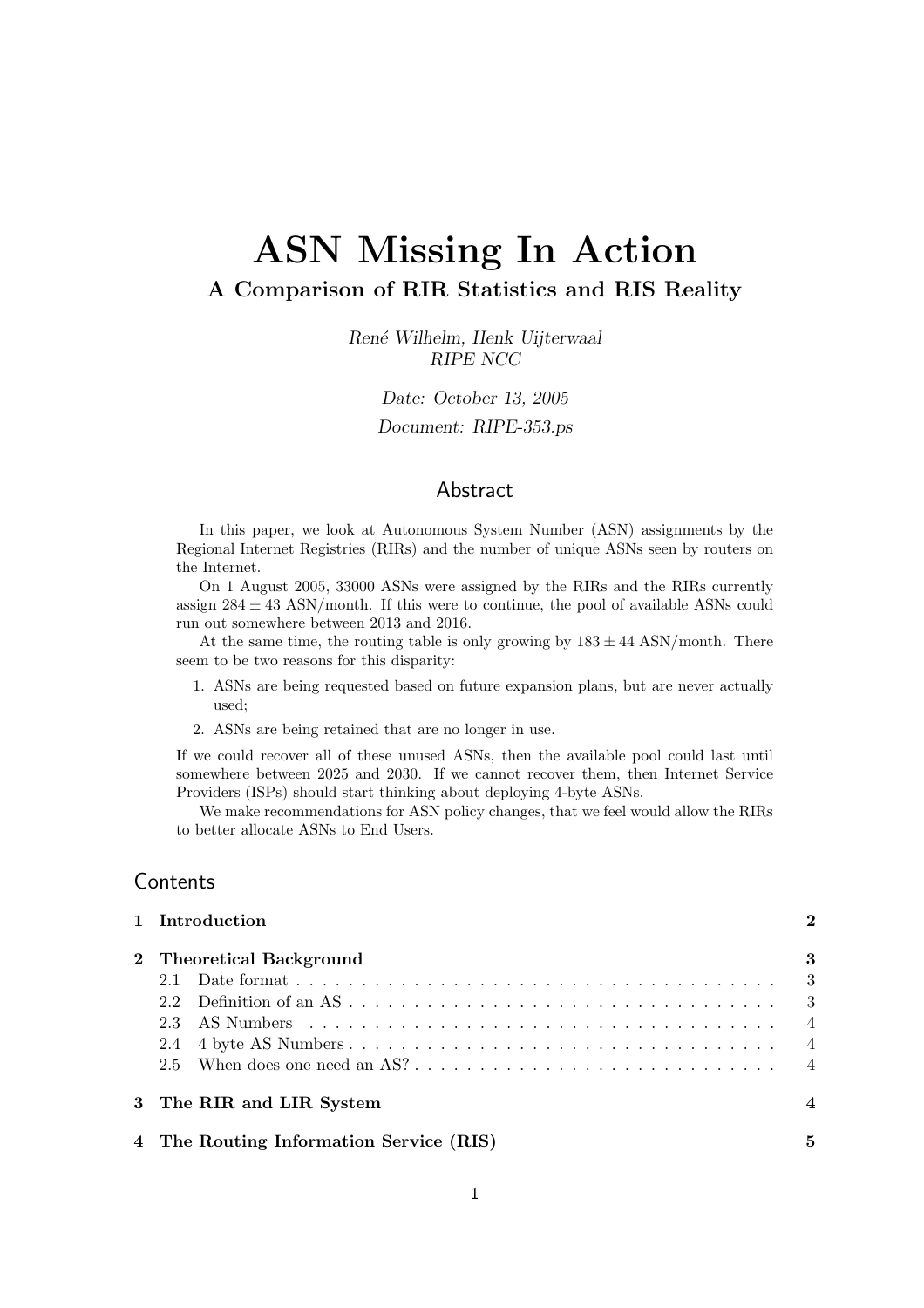# ASN Missing In Action

## A Comparison of RIR Statistics and RIS Reality

*René Wilhelm, Henk Uijterwaal*
*RIPE NCC*

*Date: October 13, 2005*
*Document: RIPE-353.ps*

## Abstract

In this paper, we look at Autonomous System Number (ASN) assignments by the Regional Internet Registries (RIRs) and the number of unique ASNs seen by routers on the Internet.

On 1 August 2005, 33000 ASNs were assigned by the RIRs and the RIRs currently assign $284 \pm 43$ ASN/month. If this were to continue, the pool of available ASNs could run out somewhere between 2013 and 2016.

At the same time, the routing table is only growing by $183 \pm 44$ ASN/month. There seem to be two reasons for this disparity:

1. ASNs are being requested based on future expansion plans, but are never actually used;
2. ASNs are being retained that are no longer in use.

If we could recover all of these unused ASNs, then the available pool could last until somewhere between 2025 and 2030. If we cannot recover them, then Internet Service Providers (ISPs) should start thinking about deploying 4-byte ASNs.

We make recommendations for ASN policy changes, that we feel would allow the RIRs to better allocate ASNs to End Users.

## Contents

**1 Introduction** — 2

**2 Theoretical Background** — 3
- 2.1 Date format — 3
- 2.2 Definition of an AS — 3
- 2.3 AS Numbers — 4
- 2.4 4 byte AS Numbers — 4
- 2.5 When does one need an AS? — 4

**3 The RIR and LIR System** — 4

**4 The Routing Information Service (RIS)** — 5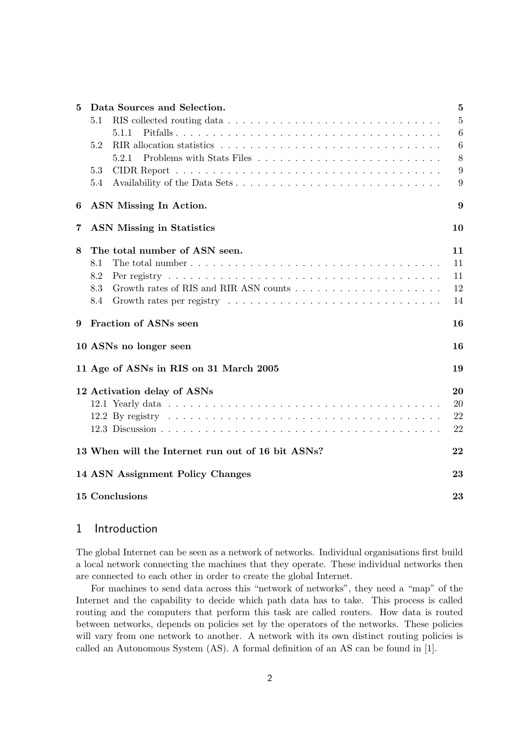| | | |
|---|---|---|
| **5** | **Data Sources and Selection.** | **5** |
| 5.1 | RIS collected routing data | 5 |
| 5.1.1 | Pitfalls | 6 |
| 5.2 | RIR allocation statistics | 6 |
| 5.2.1 | Problems with Stats Files | 8 |
| 5.3 | CIDR Report | 9 |
| 5.4 | Availability of the Data Sets | 9 |
| **6** | **ASN Missing In Action.** | **9** |
| **7** | **ASN Missing in Statistics** | **10** |
| **8** | **The total number of ASN seen.** | **11** |
| 8.1 | The total number | 11 |
| 8.2 | Per registry | 11 |
| 8.3 | Growth rates of RIS and RIR ASN counts | 12 |
| 8.4 | Growth rates per registry | 14 |
| **9** | **Fraction of ASNs seen** | **16** |
| **10** | **ASNs no longer seen** | **16** |
| **11** | **Age of ASNs in RIS on 31 March 2005** | **19** |
| **12** | **Activation delay of ASNs** | **20** |
| 12.1 | Yearly data | 20 |
| 12.2 | By registry | 22 |
| 12.3 | Discussion | 22 |
| **13** | **When will the Internet run out of 16 bit ASNs?** | **22** |
| **14** | **ASN Assignment Policy Changes** | **23** |
| **15** | **Conclusions** | **23** |

# 1 Introduction

The global Internet can be seen as a network of networks. Individual organisations first build a local network connecting the machines that they operate. These individual networks then are connected to each other in order to create the global Internet.

For machines to send data across this "network of networks", they need a "map" of the Internet and the capability to decide which path data has to take. This process is called routing and the computers that perform this task are called routers. How data is routed between networks, depends on policies set by the operators of the networks. These policies will vary from one network to another. A network with its own distinct routing policies is called an Autonomous System (AS). A formal definition of an AS can be found in [1].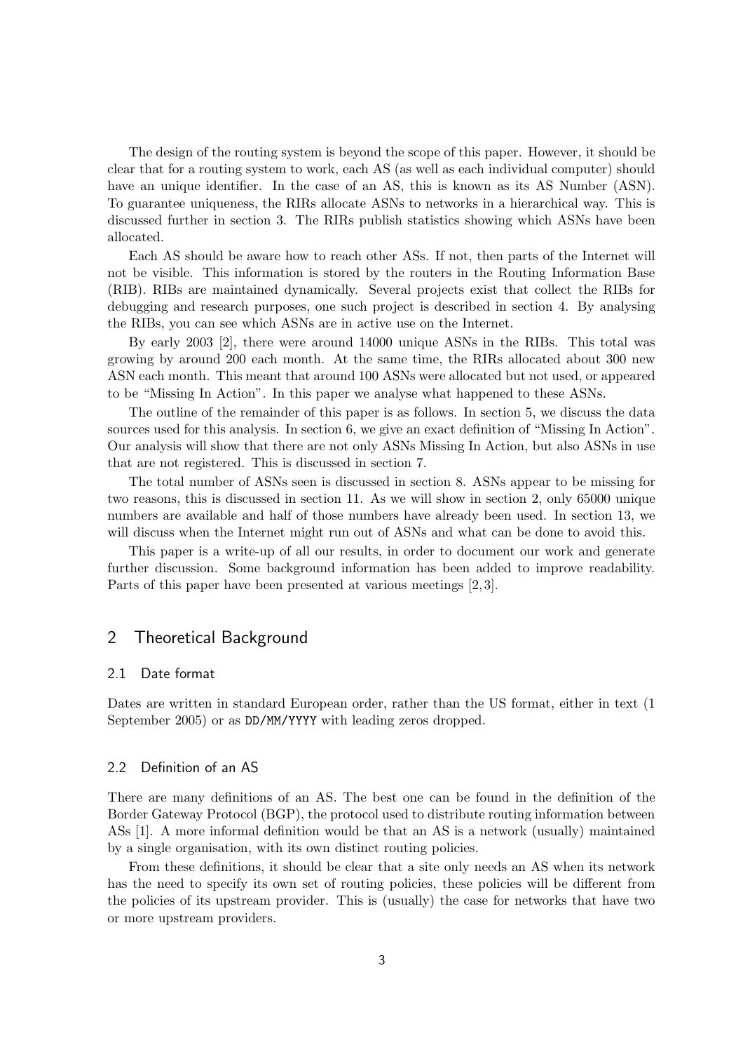The design of the routing system is beyond the scope of this paper. However, it should be clear that for a routing system to work, each AS (as well as each individual computer) should have an unique identifier. In the case of an AS, this is known as its AS Number (ASN). To guarantee uniqueness, the RIRs allocate ASNs to networks in a hierarchical way. This is discussed further in section 3. The RIRs publish statistics showing which ASNs have been allocated.

Each AS should be aware how to reach other ASs. If not, then parts of the Internet will not be visible. This information is stored by the routers in the Routing Information Base (RIB). RIBs are maintained dynamically. Several projects exist that collect the RIBs for debugging and research purposes, one such project is described in section 4. By analysing the RIBs, you can see which ASNs are in active use on the Internet.

By early 2003 [2], there were around 14000 unique ASNs in the RIBs. This total was growing by around 200 each month. At the same time, the RIRs allocated about 300 new ASN each month. This meant that around 100 ASNs were allocated but not used, or appeared to be "Missing In Action". In this paper we analyse what happened to these ASNs.

The outline of the remainder of this paper is as follows. In section 5, we discuss the data sources used for this analysis. In section 6, we give an exact definition of "Missing In Action". Our analysis will show that there are not only ASNs Missing In Action, but also ASNs in use that are not registered. This is discussed in section 7.

The total number of ASNs seen is discussed in section 8. ASNs appear to be missing for two reasons, this is discussed in section 11. As we will show in section 2, only 65000 unique numbers are available and half of those numbers have already been used. In section 13, we will discuss when the Internet might run out of ASNs and what can be done to avoid this.

This paper is a write-up of all our results, in order to document our work and generate further discussion. Some background information has been added to improve readability. Parts of this paper have been presented at various meetings [2, 3].

## 2 Theoretical Background

### 2.1 Date format

Dates are written in standard European order, rather than the US format, either in text (1 September 2005) or as `DD/MM/YYYY` with leading zeros dropped.

### 2.2 Definition of an AS

There are many definitions of an AS. The best one can be found in the definition of the Border Gateway Protocol (BGP), the protocol used to distribute routing information between ASs [1]. A more informal definition would be that an AS is a network (usually) maintained by a single organisation, with its own distinct routing policies.

From these definitions, it should be clear that a site only needs an AS when its network has the need to specify its own set of routing policies, these policies will be different from the policies of its upstream provider. This is (usually) the case for networks that have two or more upstream providers.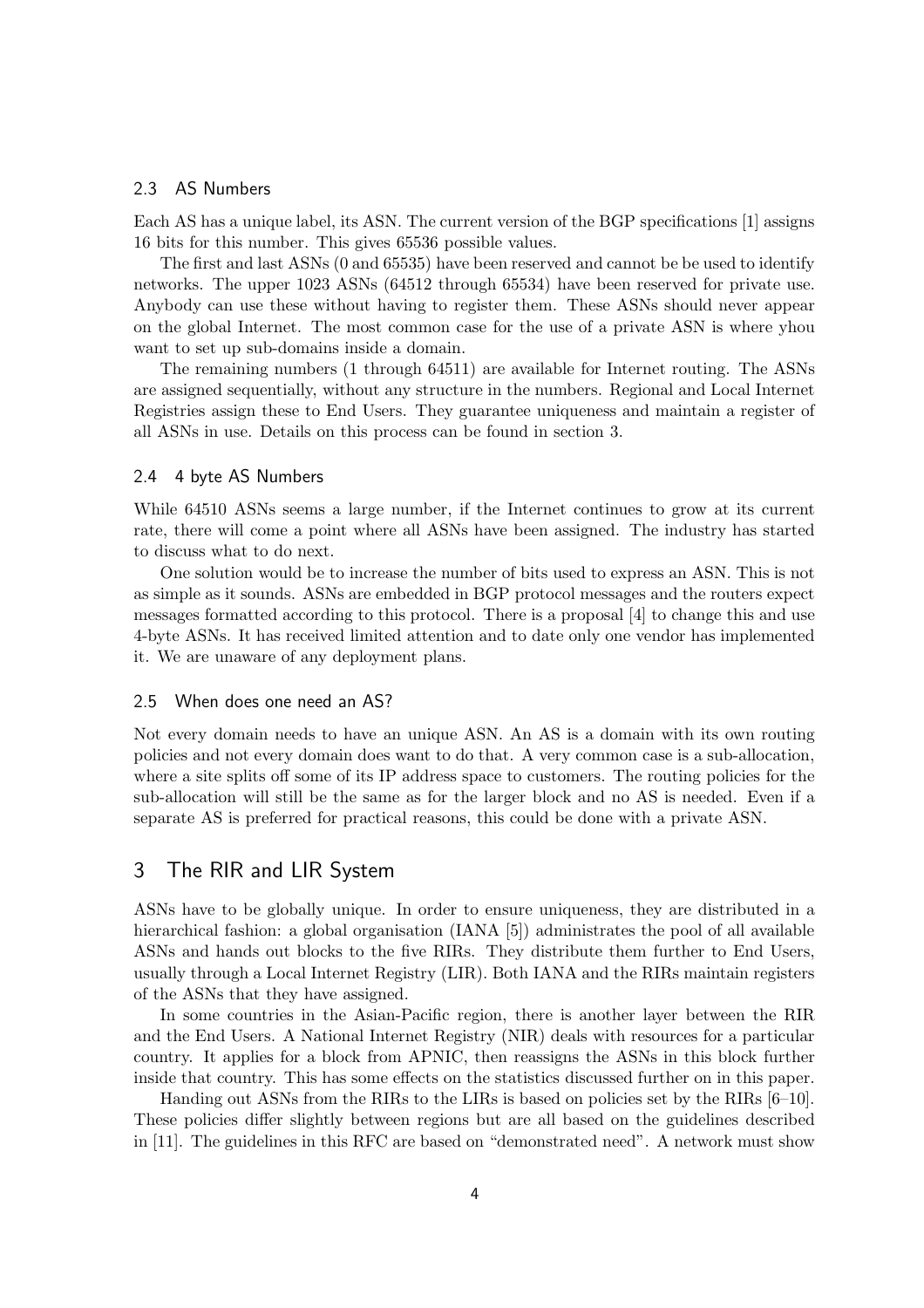### 2.3 AS Numbers

Each AS has a unique label, its ASN. The current version of the BGP specifications [1] assigns 16 bits for this number. This gives 65536 possible values.

The first and last ASNs (0 and 65535) have been reserved and cannot be be used to identify networks. The upper 1023 ASNs (64512 through 65534) have been reserved for private use. Anybody can use these without having to register them. These ASNs should never appear on the global Internet. The most common case for the use of a private ASN is where yhou want to set up sub-domains inside a domain.

The remaining numbers (1 through 64511) are available for Internet routing. The ASNs are assigned sequentially, without any structure in the numbers. Regional and Local Internet Registries assign these to End Users. They guarantee uniqueness and maintain a register of all ASNs in use. Details on this process can be found in section 3.

### 2.4 4 byte AS Numbers

While 64510 ASNs seems a large number, if the Internet continues to grow at its current rate, there will come a point where all ASNs have been assigned. The industry has started to discuss what to do next.

One solution would be to increase the number of bits used to express an ASN. This is not as simple as it sounds. ASNs are embedded in BGP protocol messages and the routers expect messages formatted according to this protocol. There is a proposal [4] to change this and use 4-byte ASNs. It has received limited attention and to date only one vendor has implemented it. We are unaware of any deployment plans.

### 2.5 When does one need an AS?

Not every domain needs to have an unique ASN. An AS is a domain with its own routing policies and not every domain does want to do that. A very common case is a sub-allocation, where a site splits off some of its IP address space to customers. The routing policies for the sub-allocation will still be the same as for the larger block and no AS is needed. Even if a separate AS is preferred for practical reasons, this could be done with a private ASN.

## 3 The RIR and LIR System

ASNs have to be globally unique. In order to ensure uniqueness, they are distributed in a hierarchical fashion: a global organisation (IANA [5]) administrates the pool of all available ASNs and hands out blocks to the five RIRs. They distribute them further to End Users, usually through a Local Internet Registry (LIR). Both IANA and the RIRs maintain registers of the ASNs that they have assigned.

In some countries in the Asian-Pacific region, there is another layer between the RIR and the End Users. A National Internet Registry (NIR) deals with resources for a particular country. It applies for a block from APNIC, then reassigns the ASNs in this block further inside that country. This has some effects on the statistics discussed further on in this paper.

Handing out ASNs from the RIRs to the LIRs is based on policies set by the RIRs [6–10]. These policies differ slightly between regions but are all based on the guidelines described in [11]. The guidelines in this RFC are based on "demonstrated need". A network must show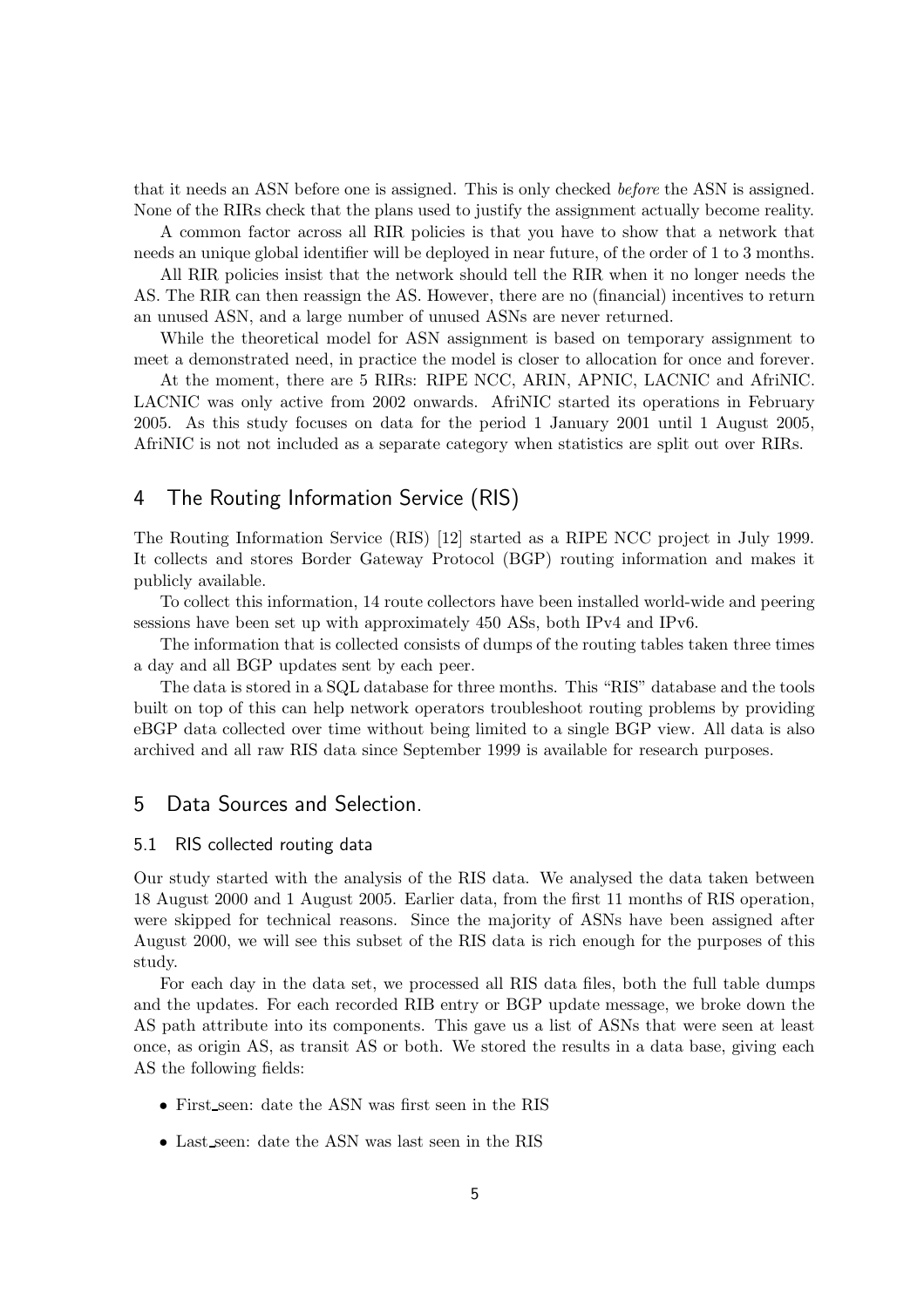that it needs an ASN before one is assigned. This is only checked *before* the ASN is assigned. None of the RIRs check that the plans used to justify the assignment actually become reality.

A common factor across all RIR policies is that you have to show that a network that needs an unique global identifier will be deployed in near future, of the order of 1 to 3 months.

All RIR policies insist that the network should tell the RIR when it no longer needs the AS. The RIR can then reassign the AS. However, there are no (financial) incentives to return an unused ASN, and a large number of unused ASNs are never returned.

While the theoretical model for ASN assignment is based on temporary assignment to meet a demonstrated need, in practice the model is closer to allocation for once and forever.

At the moment, there are 5 RIRs: RIPE NCC, ARIN, APNIC, LACNIC and AfriNIC. LACNIC was only active from 2002 onwards. AfriNIC started its operations in February 2005. As this study focuses on data for the period 1 January 2001 until 1 August 2005, AfriNIC is not not included as a separate category when statistics are split out over RIRs.

## 4 The Routing Information Service (RIS)

The Routing Information Service (RIS) [12] started as a RIPE NCC project in July 1999. It collects and stores Border Gateway Protocol (BGP) routing information and makes it publicly available.

To collect this information, 14 route collectors have been installed world-wide and peering sessions have been set up with approximately 450 ASs, both IPv4 and IPv6.

The information that is collected consists of dumps of the routing tables taken three times a day and all BGP updates sent by each peer.

The data is stored in a SQL database for three months. This "RIS" database and the tools built on top of this can help network operators troubleshoot routing problems by providing eBGP data collected over time without being limited to a single BGP view. All data is also archived and all raw RIS data since September 1999 is available for research purposes.

## 5 Data Sources and Selection.

### 5.1 RIS collected routing data

Our study started with the analysis of the RIS data. We analysed the data taken between 18 August 2000 and 1 August 2005. Earlier data, from the first 11 months of RIS operation, were skipped for technical reasons. Since the majority of ASNs have been assigned after August 2000, we will see this subset of the RIS data is rich enough for the purposes of this study.

For each day in the data set, we processed all RIS data files, both the full table dumps and the updates. For each recorded RIB entry or BGP update message, we broke down the AS path attribute into its components. This gave us a list of ASNs that were seen at least once, as origin AS, as transit AS or both. We stored the results in a data base, giving each AS the following fields:

- First_seen: date the ASN was first seen in the RIS
- Last_seen: date the ASN was last seen in the RIS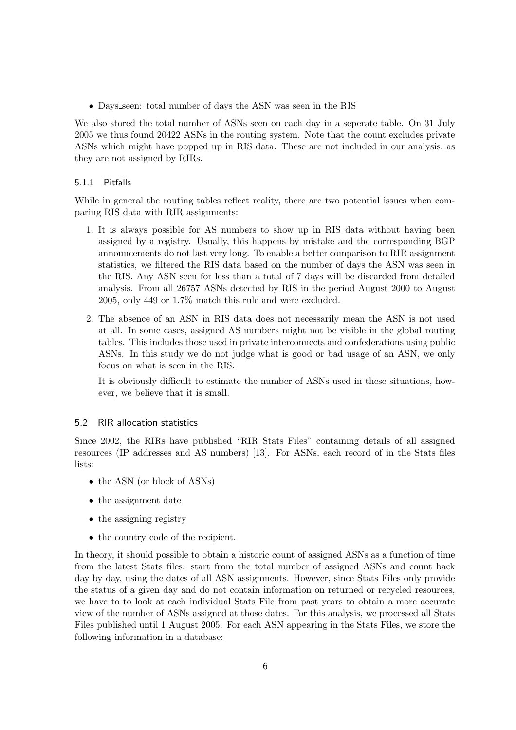- Days_seen: total number of days the ASN was seen in the RIS

We also stored the total number of ASNs seen on each day in a seperate table. On 31 July 2005 we thus found 20422 ASNs in the routing system. Note that the count excludes private ASNs which might have popped up in RIS data. These are not included in our analysis, as they are not assigned by RIRs.

#### 5.1.1 Pitfalls

While in general the routing tables reflect reality, there are two potential issues when comparing RIS data with RIR assignments:

1. It is always possible for AS numbers to show up in RIS data without having been assigned by a registry. Usually, this happens by mistake and the corresponding BGP announcements do not last very long. To enable a better comparison to RIR assignment statistics, we filtered the RIS data based on the number of days the ASN was seen in the RIS. Any ASN seen for less than a total of 7 days will be discarded from detailed analysis. From all 26757 ASNs detected by RIS in the period August 2000 to August 2005, only 449 or 1.7% match this rule and were excluded.
2. The absence of an ASN in RIS data does not necessarily mean the ASN is not used at all. In some cases, assigned AS numbers might not be visible in the global routing tables. This includes those used in private interconnects and confederations using public ASNs. In this study we do not judge what is good or bad usage of an ASN, we only focus on what is seen in the RIS.

   It is obviously difficult to estimate the number of ASNs used in these situations, however, we believe that it is small.

### 5.2 RIR allocation statistics

Since 2002, the RIRs have published "RIR Stats Files" containing details of all assigned resources (IP addresses and AS numbers) [13]. For ASNs, each record of in the Stats files lists:

- the ASN (or block of ASNs)
- the assignment date
- the assigning registry
- the country code of the recipient.

In theory, it should possible to obtain a historic count of assigned ASNs as a function of time from the latest Stats files: start from the total number of assigned ASNs and count back day by day, using the dates of all ASN assignments. However, since Stats Files only provide the status of a given day and do not contain information on returned or recycled resources, we have to to look at each individual Stats File from past years to obtain a more accurate view of the number of ASNs assigned at those dates. For this analysis, we processed all Stats Files published until 1 August 2005. For each ASN appearing in the Stats Files, we store the following information in a database: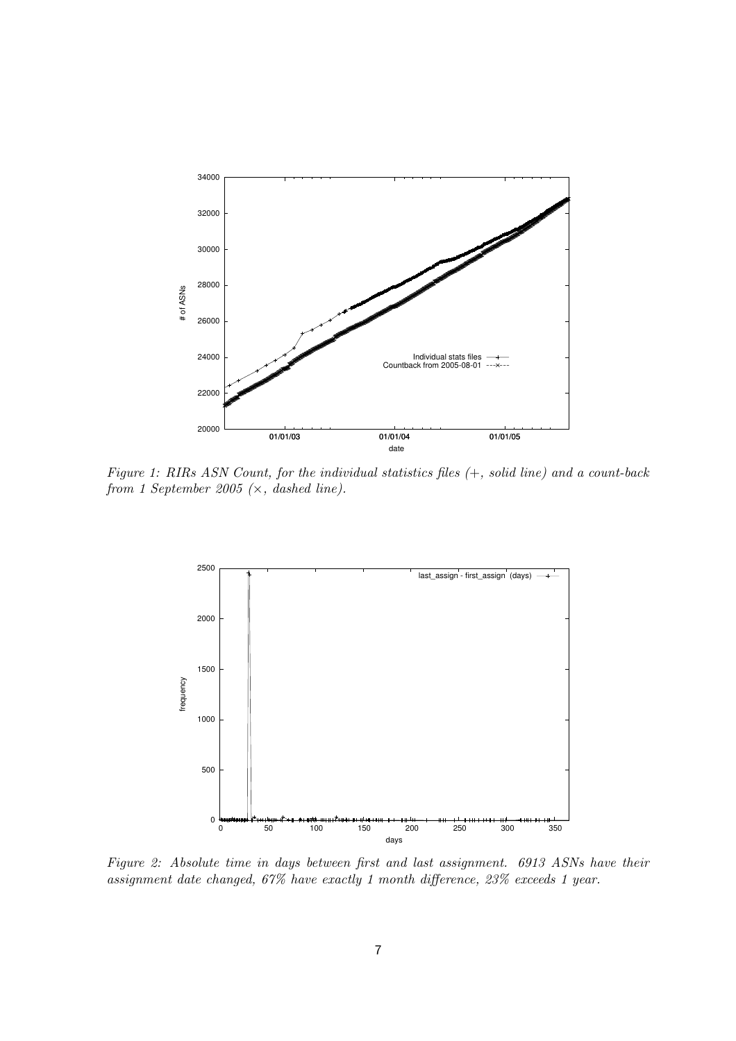34000
32000
30000
28000
26000
24000
22000
20000

of ASNs

01/01/03
01/01/04
01/01/05

date

Individual stats files
Countback from 2005-08-01

*Figure 1: RIRs ASN Count, for the individual statistics files (+, solid line) and a count-back from 1 September 2005 (×, dashed line).*

2500
2000
1500
1000
500
0

frequency

0
50
100
150
200
250
300
350

days

last_assign - first_assign (days)

*Figure 2: Absolute time in days between first and last assignment. 6913 ASNs have their assignment date changed, 67% have exactly 1 month difference, 23% exceeds 1 year.*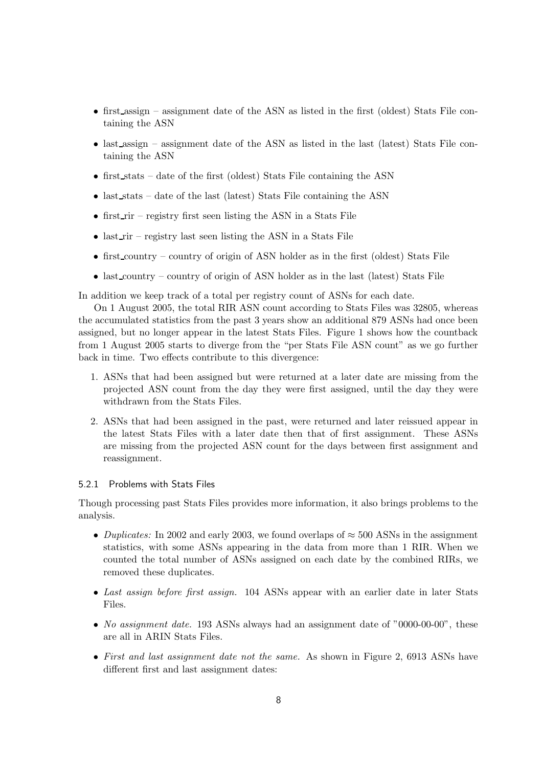- first_assign – assignment date of the ASN as listed in the first (oldest) Stats File containing the ASN
- last_assign – assignment date of the ASN as listed in the last (latest) Stats File containing the ASN
- first_stats – date of the first (oldest) Stats File containing the ASN
- last_stats – date of the last (latest) Stats File containing the ASN
- first_rir – registry first seen listing the ASN in a Stats File
- last_rir – registry last seen listing the ASN in a Stats File
- first_country – country of origin of ASN holder as in the first (oldest) Stats File
- last_country – country of origin of ASN holder as in the last (latest) Stats File

In addition we keep track of a total per registry count of ASNs for each date.

On 1 August 2005, the total RIR ASN count according to Stats Files was 32805, whereas the accumulated statistics from the past 3 years show an additional 879 ASNs had once been assigned, but no longer appear in the latest Stats Files. Figure 1 shows how the countback from 1 August 2005 starts to diverge from the "per Stats File ASN count" as we go further back in time. Two effects contribute to this divergence:

1. ASNs that had been assigned but were returned at a later date are missing from the projected ASN count from the day they were first assigned, until the day they were withdrawn from the Stats Files.
2. ASNs that had been assigned in the past, were returned and later reissued appear in the latest Stats Files with a later date then that of first assignment. These ASNs are missing from the projected ASN count for the days between first assignment and reassignment.

#### 5.2.1 Problems with Stats Files

Though processing past Stats Files provides more information, it also brings problems to the analysis.

- *Duplicates:* In 2002 and early 2003, we found overlaps of $\approx 500$ ASNs in the assignment statistics, with some ASNs appearing in the data from more than 1 RIR. When we counted the total number of ASNs assigned on each date by the combined RIRs, we removed these duplicates.
- *Last assign before first assign.* 104 ASNs appear with an earlier date in later Stats Files.
- *No assignment date.* 193 ASNs always had an assignment date of "0000-00-00", these are all in ARIN Stats Files.
- *First and last assignment date not the same.* As shown in Figure 2, 6913 ASNs have different first and last assignment dates: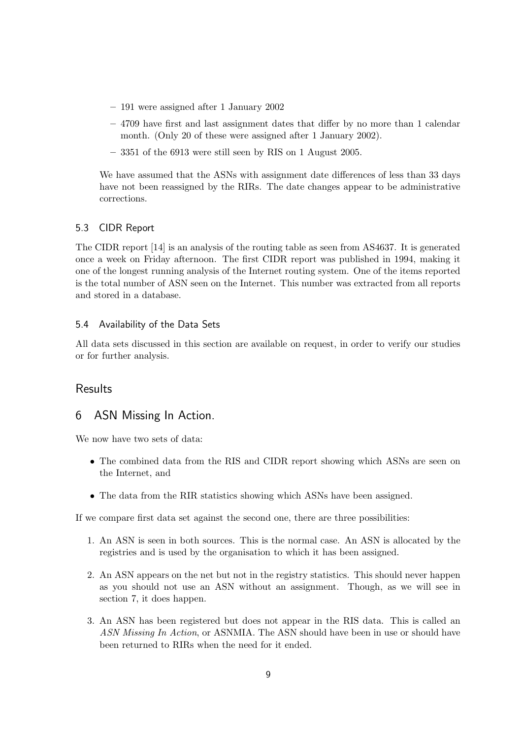- 191 were assigned after 1 January 2002
  - 4709 have first and last assignment dates that differ by no more than 1 calendar month. (Only 20 of these were assigned after 1 January 2002).
  - 3351 of the 6913 were still seen by RIS on 1 August 2005.

We have assumed that the ASNs with assignment date differences of less than 33 days have not been reassigned by the RIRs. The date changes appear to be administrative corrections.

### 5.3 CIDR Report

The CIDR report [14] is an analysis of the routing table as seen from AS4637. It is generated once a week on Friday afternoon. The first CIDR report was published in 1994, making it one of the longest running analysis of the Internet routing system. One of the items reported is the total number of ASN seen on the Internet. This number was extracted from all reports and stored in a database.

### 5.4 Availability of the Data Sets

All data sets discussed in this section are available on request, in order to verify our studies or for further analysis.

# Results

## 6 ASN Missing In Action.

We now have two sets of data:

- The combined data from the RIS and CIDR report showing which ASNs are seen on the Internet, and
- The data from the RIR statistics showing which ASNs have been assigned.

If we compare first data set against the second one, there are three possibilities:

1. An ASN is seen in both sources. This is the normal case. An ASN is allocated by the registries and is used by the organisation to which it has been assigned.
2. An ASN appears on the net but not in the registry statistics. This should never happen as you should not use an ASN without an assignment. Though, as we will see in section 7, it does happen.
3. An ASN has been registered but does not appear in the RIS data. This is called an *ASN Missing In Action*, or ASNMIA. The ASN should have been in use or should have been returned to RIRs when the need for it ended.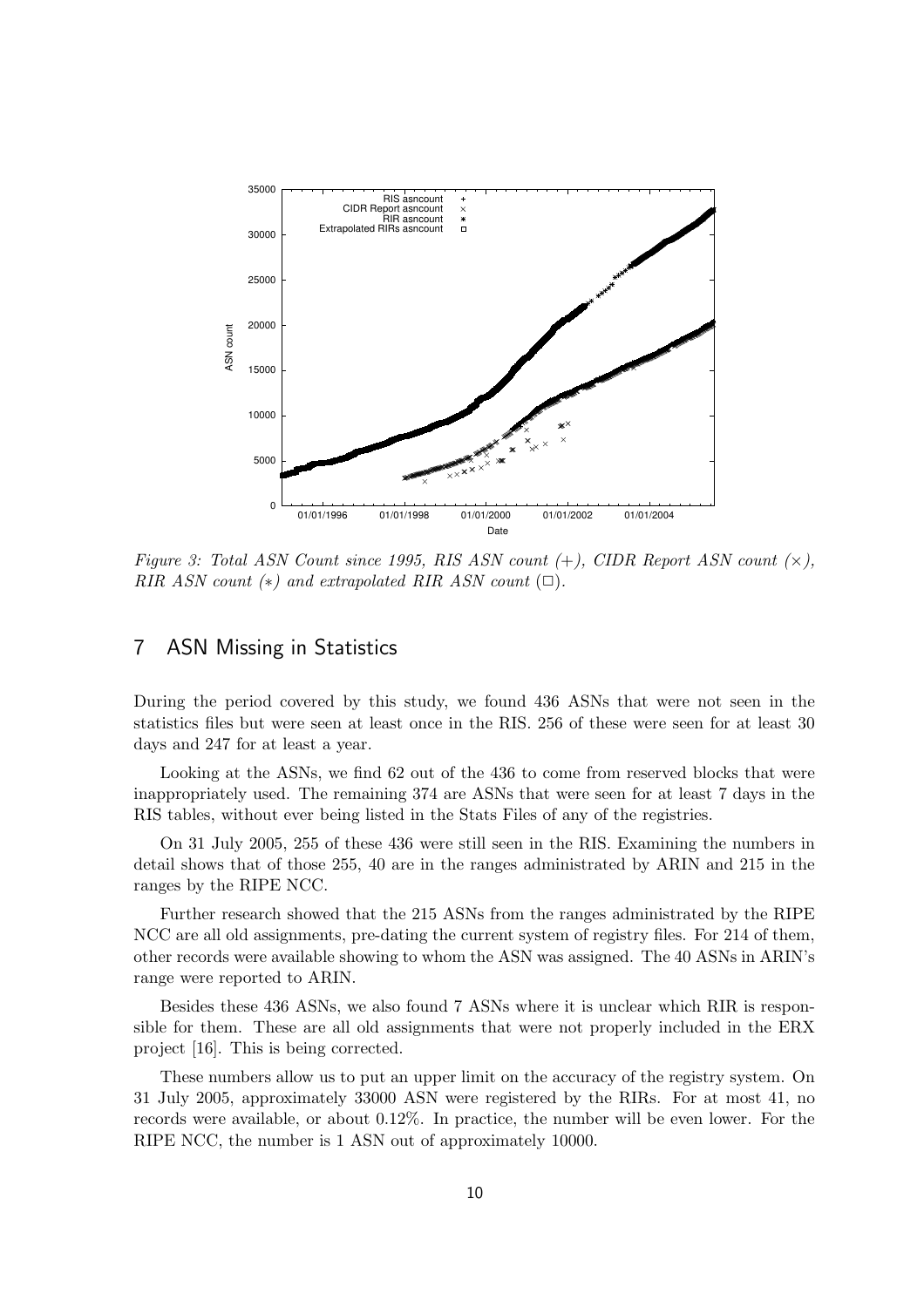35000
30000
25000
20000
15000
10000
5000
0

ASN count

01/01/1996 01/01/1998 01/01/2000 01/01/2002 01/01/2004

Date

RIS asncount +
CIDR Report asncount ×
RIR asncount ∗
Extrapolated RIRs asncount □

*Figure 3: Total ASN Count since 1995, RIS ASN count (+), CIDR Report ASN count (×), RIR ASN count (∗) and extrapolated RIR ASN count (□).*

# 7 ASN Missing in Statistics

During the period covered by this study, we found 436 ASNs that were not seen in the statistics files but were seen at least once in the RIS. 256 of these were seen for at least 30 days and 247 for at least a year.

Looking at the ASNs, we find 62 out of the 436 to come from reserved blocks that were inappropriately used. The remaining 374 are ASNs that were seen for at least 7 days in the RIS tables, without ever being listed in the Stats Files of any of the registries.

On 31 July 2005, 255 of these 436 were still seen in the RIS. Examining the numbers in detail shows that of those 255, 40 are in the ranges administrated by ARIN and 215 in the ranges by the RIPE NCC.

Further research showed that the 215 ASNs from the ranges administrated by the RIPE NCC are all old assignments, pre-dating the current system of registry files. For 214 of them, other records were available showing to whom the ASN was assigned. The 40 ASNs in ARIN's range were reported to ARIN.

Besides these 436 ASNs, we also found 7 ASNs where it is unclear which RIR is responsible for them. These are all old assignments that were not properly included in the ERX project [16]. This is being corrected.

These numbers allow us to put an upper limit on the accuracy of the registry system. On 31 July 2005, approximately 33000 ASN were registered by the RIRs. For at most 41, no records were available, or about 0.12%. In practice, the number will be even lower. For the RIPE NCC, the number is 1 ASN out of approximately 10000.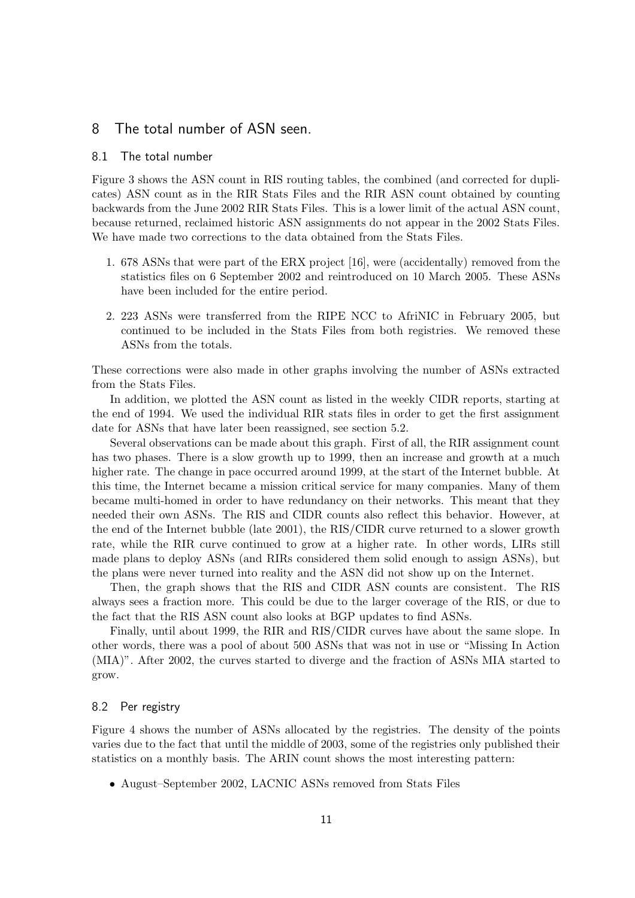## 8 The total number of ASN seen.

### 8.1 The total number

Figure 3 shows the ASN count in RIS routing tables, the combined (and corrected for duplicates) ASN count as in the RIR Stats Files and the RIR ASN count obtained by counting backwards from the June 2002 RIR Stats Files. This is a lower limit of the actual ASN count, because returned, reclaimed historic ASN assignments do not appear in the 2002 Stats Files. We have made two corrections to the data obtained from the Stats Files.

1. 678 ASNs that were part of the ERX project [16], were (accidentally) removed from the statistics files on 6 September 2002 and reintroduced on 10 March 2005. These ASNs have been included for the entire period.
2. 223 ASNs were transferred from the RIPE NCC to AfriNIC in February 2005, but continued to be included in the Stats Files from both registries. We removed these ASNs from the totals.

These corrections were also made in other graphs involving the number of ASNs extracted from the Stats Files.

In addition, we plotted the ASN count as listed in the weekly CIDR reports, starting at the end of 1994. We used the individual RIR stats files in order to get the first assignment date for ASNs that have later been reassigned, see section 5.2.

Several observations can be made about this graph. First of all, the RIR assignment count has two phases. There is a slow growth up to 1999, then an increase and growth at a much higher rate. The change in pace occurred around 1999, at the start of the Internet bubble. At this time, the Internet became a mission critical service for many companies. Many of them became multi-homed in order to have redundancy on their networks. This meant that they needed their own ASNs. The RIS and CIDR counts also reflect this behavior. However, at the end of the Internet bubble (late 2001), the RIS/CIDR curve returned to a slower growth rate, while the RIR curve continued to grow at a higher rate. In other words, LIRs still made plans to deploy ASNs (and RIRs considered them solid enough to assign ASNs), but the plans were never turned into reality and the ASN did not show up on the Internet.

Then, the graph shows that the RIS and CIDR ASN counts are consistent. The RIS always sees a fraction more. This could be due to the larger coverage of the RIS, or due to the fact that the RIS ASN count also looks at BGP updates to find ASNs.

Finally, until about 1999, the RIR and RIS/CIDR curves have about the same slope. In other words, there was a pool of about 500 ASNs that was not in use or "Missing In Action (MIA)". After 2002, the curves started to diverge and the fraction of ASNs MIA started to grow.

### 8.2 Per registry

Figure 4 shows the number of ASNs allocated by the registries. The density of the points varies due to the fact that until the middle of 2003, some of the registries only published their statistics on a monthly basis. The ARIN count shows the most interesting pattern:

- August–September 2002, LACNIC ASNs removed from Stats Files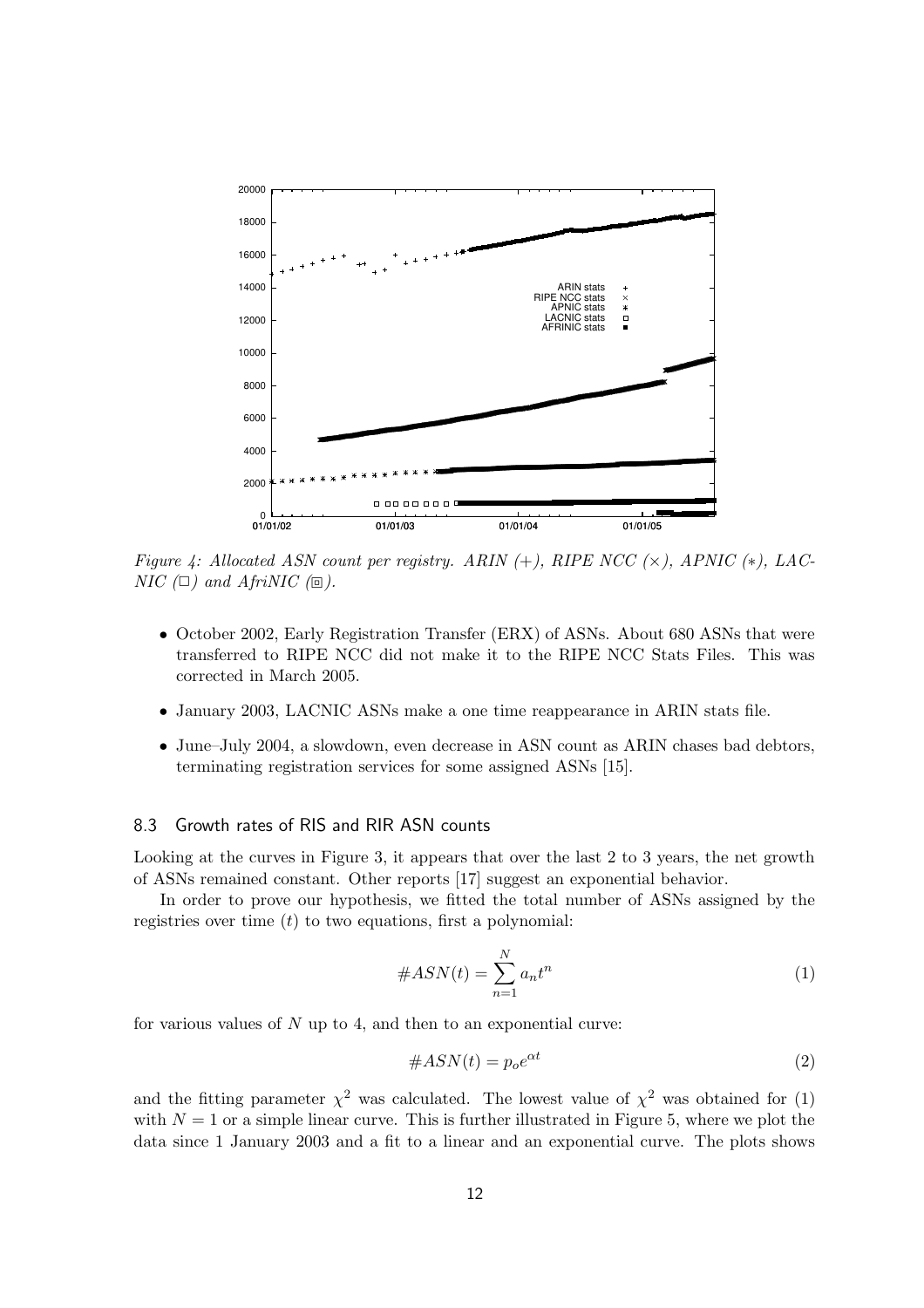20000
18000
16000
14000
12000
10000
8000
6000
4000
2000
0

01/01/02
01/01/03
01/01/04
01/01/05

ARIN stats
RIPE NCC stats
APNIC stats
LACNIC stats
AFRINIC stats

*Figure 4: Allocated ASN count per registry. ARIN (+), RIPE NCC (×), APNIC (∗), LACNIC (□) and AfriNIC (⊡).*

- October 2002, Early Registration Transfer (ERX) of ASNs. About 680 ASNs that were transferred to RIPE NCC did not make it to the RIPE NCC Stats Files. This was corrected in March 2005.
- January 2003, LACNIC ASNs make a one time reappearance in ARIN stats file.
- June–July 2004, a slowdown, even decrease in ASN count as ARIN chases bad debtors, terminating registration services for some assigned ASNs [15].

### 8.3 Growth rates of RIS and RIR ASN counts

Looking at the curves in Figure 3, it appears that over the last 2 to 3 years, the net growth of ASNs remained constant. Other reports [17] suggest an exponential behavior.

In order to prove our hypothesis, we fitted the total number of ASNs assigned by the registries over time ($t$) to two equations, first a polynomial:

$$\#ASN(t) = \sum_{n=1}^{N} a_n t^n \tag{1}$$

for various values of $N$ up to 4, and then to an exponential curve:

$$\#ASN(t) = p_o e^{\alpha t} \tag{2}$$

and the fitting parameter $\chi^2$ was calculated. The lowest value of $\chi^2$ was obtained for (1) with $N = 1$ or a simple linear curve. This is further illustrated in Figure 5, where we plot the data since 1 January 2003 and a fit to a linear and an exponential curve. The plots shows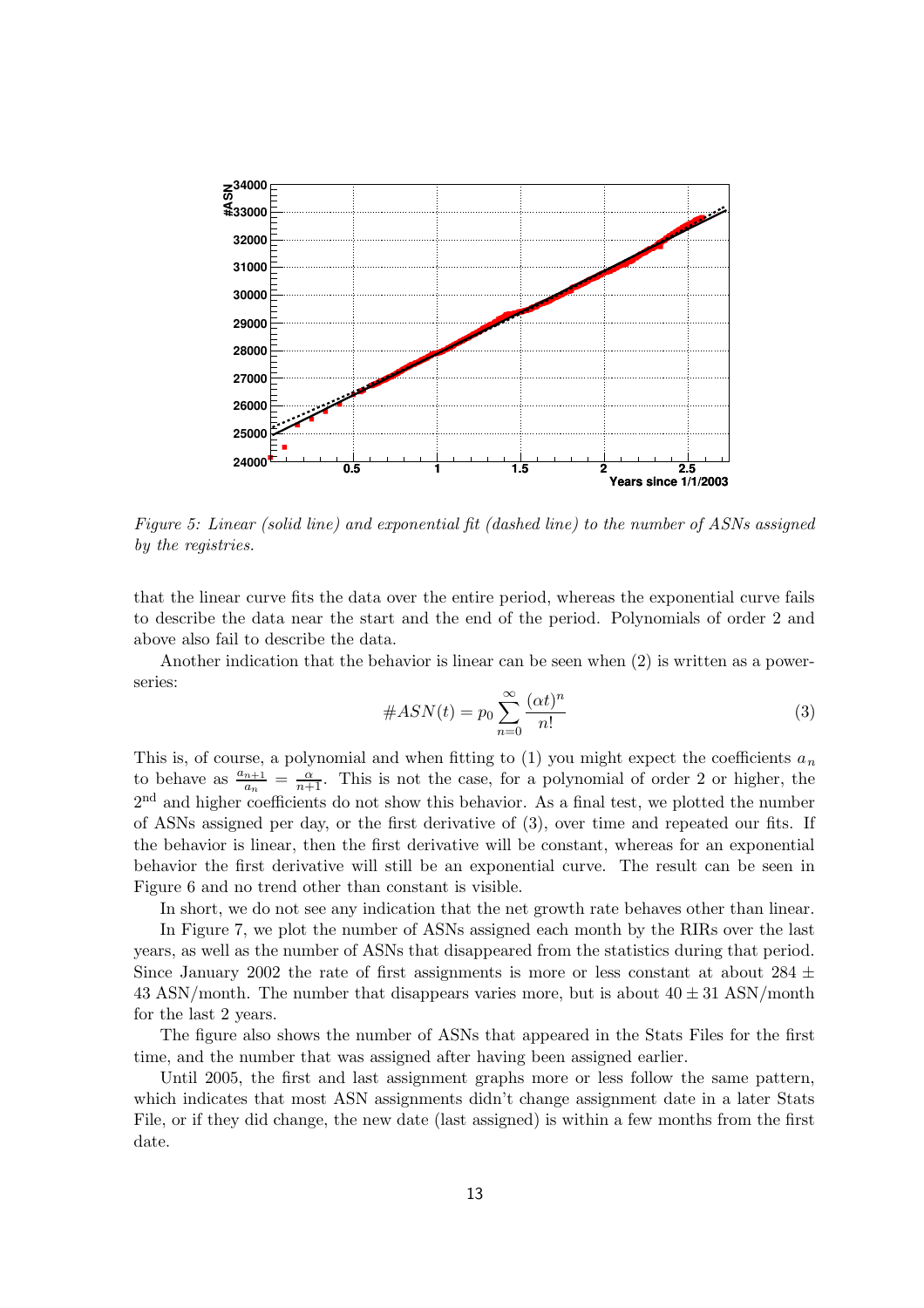#ASN

34000
33000
32000
31000
30000
29000
28000
27000
26000
25000
24000

0.5
1
1.5
2
2.5
Years since 1/1/2003

*Figure 5: Linear (solid line) and exponential fit (dashed line) to the number of ASNs assigned by the registries.*

that the linear curve fits the data over the entire period, whereas the exponential curve fails to describe the data near the start and the end of the period. Polynomials of order 2 and above also fail to describe the data.

Another indication that the behavior is linear can be seen when (2) is written as a power-series:

$$\#ASN(t) = p_0 \sum_{n=0}^{\infty} \frac{(\alpha t)^n}{n!} \tag{3}$$

This is, of course, a polynomial and when fitting to (1) you might expect the coefficients $a_n$ to behave as $\frac{a_{n+1}}{a_n} = \frac{\alpha}{n+1}$. This is not the case, for a polynomial of order 2 or higher, the $2^{\text{nd}}$ and higher coefficients do not show this behavior. As a final test, we plotted the number of ASNs assigned per day, or the first derivative of (3), over time and repeated our fits. If the behavior is linear, then the first derivative will be constant, whereas for an exponential behavior the first derivative will still be an exponential curve. The result can be seen in Figure 6 and no trend other than constant is visible.

In short, we do not see any indication that the net growth rate behaves other than linear.

In Figure 7, we plot the number of ASNs assigned each month by the RIRs over the last years, as well as the number of ASNs that disappeared from the statistics during that period. Since January 2002 the rate of first assignments is more or less constant at about $284 \pm 43$ ASN/month. The number that disappears varies more, but is about $40 \pm 31$ ASN/month for the last 2 years.

The figure also shows the number of ASNs that appeared in the Stats Files for the first time, and the number that was assigned after having been assigned earlier.

Until 2005, the first and last assignment graphs more or less follow the same pattern, which indicates that most ASN assignments didn't change assignment date in a later Stats File, or if they did change, the new date (last assigned) is within a few months from the first date.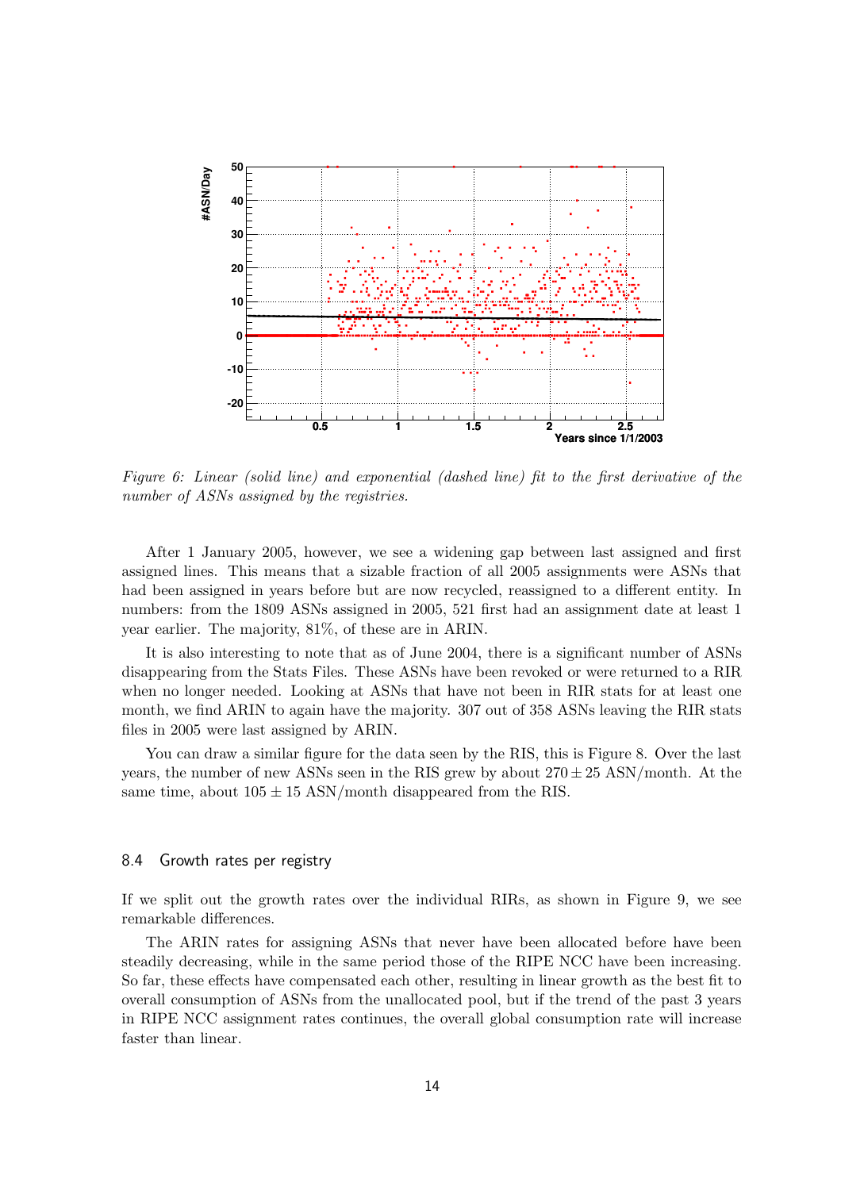#ASN/Day

50
40
30
20
10
0
-10
-20

0.5
1
1.5
2
2.5
Years since 1/1/2003

*Figure 6: Linear (solid line) and exponential (dashed line) fit to the first derivative of the number of ASNs assigned by the registries.*

After 1 January 2005, however, we see a widening gap between last assigned and first assigned lines. This means that a sizable fraction of all 2005 assignments were ASNs that had been assigned in years before but are now recycled, reassigned to a different entity. In numbers: from the 1809 ASNs assigned in 2005, 521 first had an assignment date at least 1 year earlier. The majority, 81%, of these are in ARIN.

It is also interesting to note that as of June 2004, there is a significant number of ASNs disappearing from the Stats Files. These ASNs have been revoked or were returned to a RIR when no longer needed. Looking at ASNs that have not been in RIR stats for at least one month, we find ARIN to again have the majority. 307 out of 358 ASNs leaving the RIR stats files in 2005 were last assigned by ARIN.

You can draw a similar figure for the data seen by the RIS, this is Figure 8. Over the last years, the number of new ASNs seen in the RIS grew by about $270 \pm 25$ ASN/month. At the same time, about $105 \pm 15$ ASN/month disappeared from the RIS.

### 8.4 Growth rates per registry

If we split out the growth rates over the individual RIRs, as shown in Figure 9, we see remarkable differences.

The ARIN rates for assigning ASNs that never have been allocated before have been steadily decreasing, while in the same period those of the RIPE NCC have been increasing. So far, these effects have compensated each other, resulting in linear growth as the best fit to overall consumption of ASNs from the unallocated pool, but if the trend of the past 3 years in RIPE NCC assignment rates continues, the overall global consumption rate will increase faster than linear.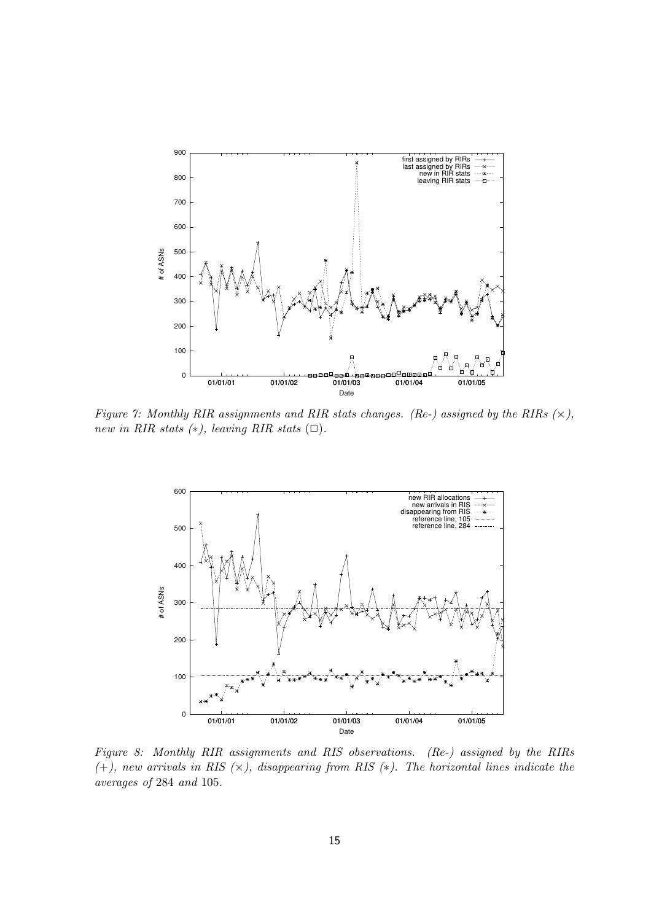900
800
700
600
500
400
300
200
100
0

# of ASNs

first assigned by RIRs
last assigned by RIRs
new in RIR stats
leaving RIR stats

01/01/01
01/01/02
01/01/03
01/01/04
01/01/05

Date

*Figure 7: Monthly RIR assignments and RIR stats changes. (Re-) assigned by the RIRs ($\times$), new in RIR stats ($*$), leaving RIR stats ($\square$).*

600
500
400
300
200
100
0

# of ASNs

new RIR allocations
new arrivals in RIS
disappearing from RIS
reference line, 105
reference line, 284

01/01/01
01/01/02
01/01/03
01/01/04
01/01/05

Date

*Figure 8: Monthly RIR assignments and RIS observations. (Re-) assigned by the RIRs ($+$), new arrivals in RIS ($\times$), disappearing from RIS ($*$). The horizontal lines indicate the averages of 284 and 105.*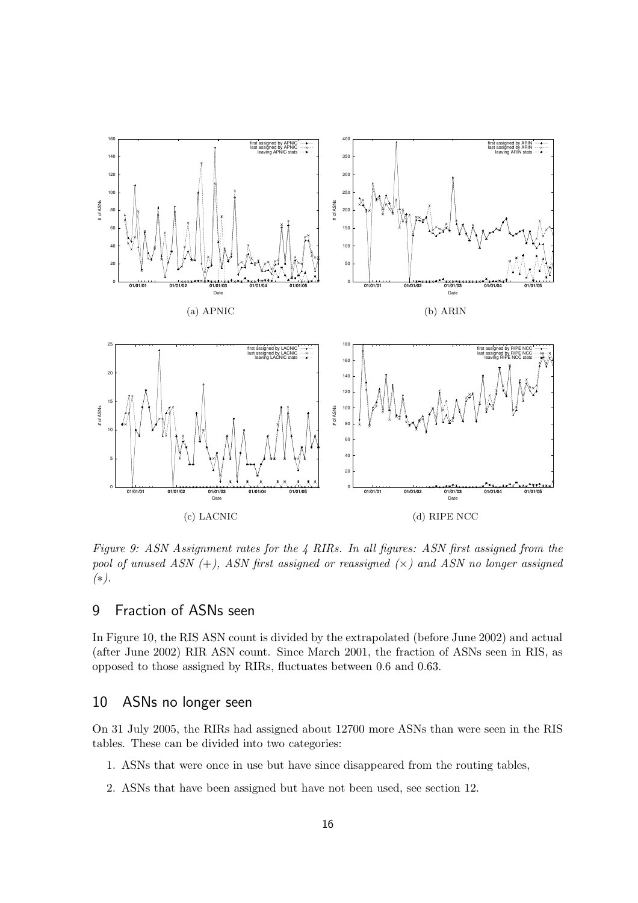160
140
120
100
80
60
40
20
0

# of ASNs

01/01/01 01/01/02 01/01/03 01/01/04 01/01/05

Date

first assigned by APNIC
last assigned by APNIC
leaving APNIC stats

(a) APNIC

400
350
300
250
200
150
100
50
0

# of ASNs

01/01/01 01/01/02 01/01/03 01/01/04 01/01/05

Date

first assigned by ARIN
last assigned by ARIN
leaving ARIN stats

(b) ARIN

25
20
15
10
5
0

# of ASNs

01/01/01 01/01/02 01/01/03 01/01/04 01/01/05

Date

first assigned by LACNIC
last assigned by LACNIC
leaving LACNIC stats

(c) LACNIC

180
160
140
120
100
80
60
40
20
0

# of ASNs

01/01/01 01/01/02 01/01/03 01/01/04 01/01/05

Date

first assigned by RIPE NCC
last assigned by RIPE NCC
leaving RIPE NCC stats

(d) RIPE NCC

*Figure 9: ASN Assignment rates for the 4 RIRs. In all figures: ASN first assigned from the pool of unused ASN (+), ASN first assigned or reassigned (×) and ASN no longer assigned (∗).*

## 9 Fraction of ASNs seen

In Figure 10, the RIS ASN count is divided by the extrapolated (before June 2002) and actual (after June 2002) RIR ASN count. Since March 2001, the fraction of ASNs seen in RIS, as opposed to those assigned by RIRs, fluctuates between 0.6 and 0.63.

## 10 ASNs no longer seen

On 31 July 2005, the RIRs had assigned about 12700 more ASNs than were seen in the RIS tables. These can be divided into two categories:

1. ASNs that were once in use but have since disappeared from the routing tables,
2. ASNs that have been assigned but have not been used, see section 12.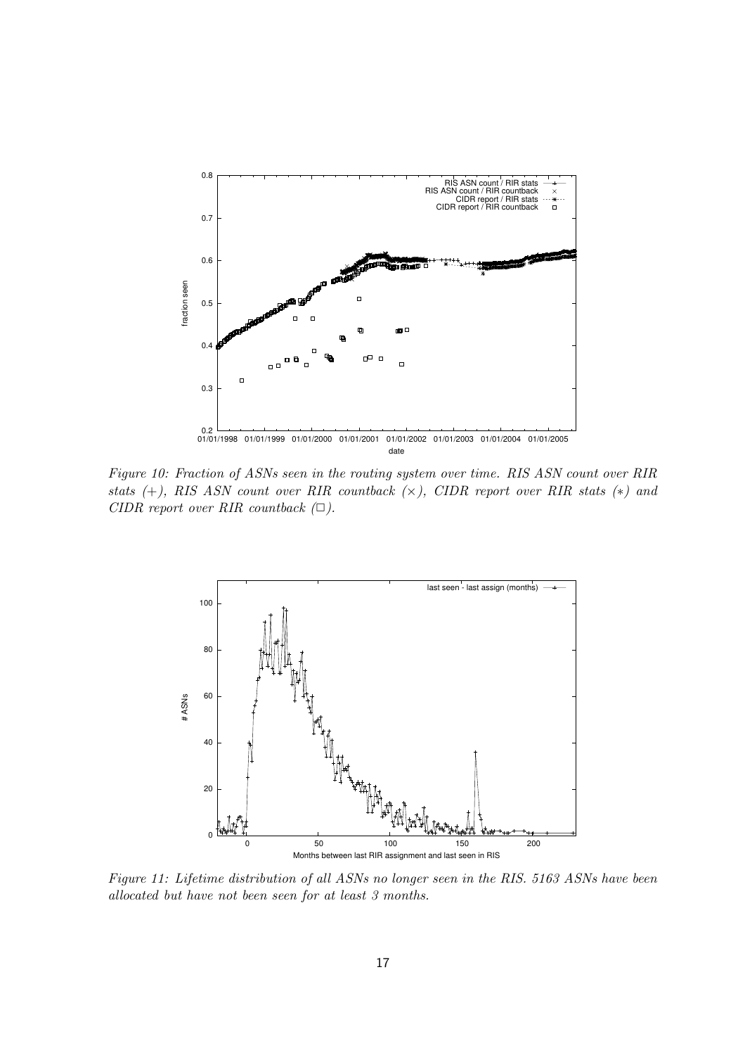0.8
0.7
0.6
0.5
0.4
0.3
0.2

fraction seen

01/01/1998 01/01/1999 01/01/2000 01/01/2001 01/01/2002 01/01/2003 01/01/2004 01/01/2005

date

RIS ASN count / RIR stats
RIS ASN count / RIR countback
CIDR report / RIR stats
CIDR report / RIR countback

*Figure 10: Fraction of ASNs seen in the routing system over time. RIS ASN count over RIR stats (+), RIS ASN count over RIR countback (×), CIDR report over RIR stats (∗) and CIDR report over RIR countback (□).*

100
80
60
40
20
0

# ASNs

0 50 100 150 200

Months between last RIR assignment and last seen in RIS

last seen - last assign (months)

*Figure 11: Lifetime distribution of all ASNs no longer seen in the RIS. 5163 ASNs have been allocated but have not been seen for at least 3 months.*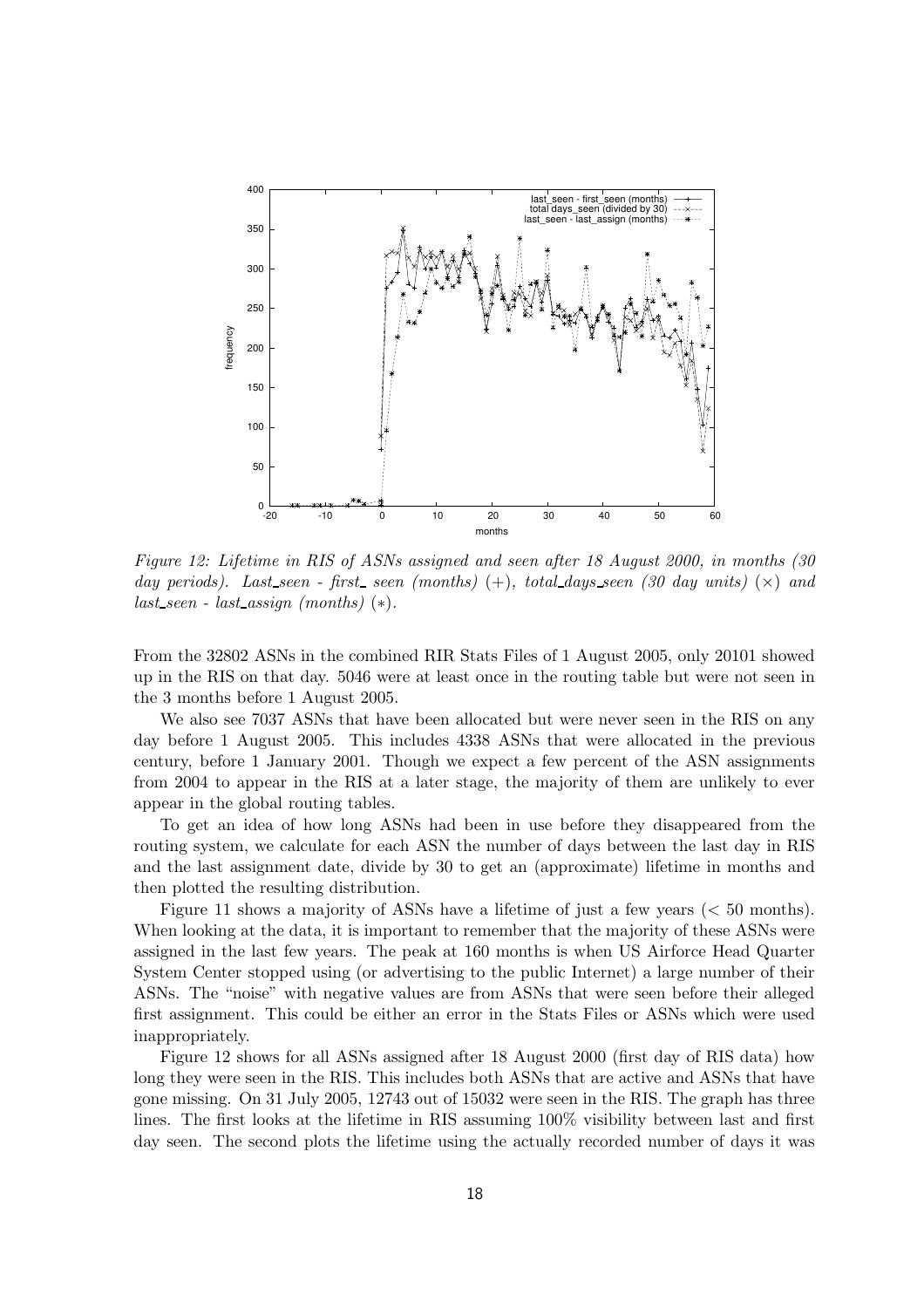400
350
300
250
200
150
100
50
0
-20
-10
0
10
20
30
40
50
60

frequency

months

last_seen - first_seen (months)
total days_seen (divided by 30)
last_seen - last_assign (months)

*Figure 12: Lifetime in RIS of ASNs assigned and seen after 18 August 2000, in months (30 day periods). Last_seen - first_ seen (months) (+), total_days_seen (30 day units) (×) and last_seen - last_assign (months) (∗).*

From the 32802 ASNs in the combined RIR Stats Files of 1 August 2005, only 20101 showed up in the RIS on that day. 5046 were at least once in the routing table but were not seen in the 3 months before 1 August 2005.

We also see 7037 ASNs that have been allocated but were never seen in the RIS on any day before 1 August 2005. This includes 4338 ASNs that were allocated in the previous century, before 1 January 2001. Though we expect a few percent of the ASN assignments from 2004 to appear in the RIS at a later stage, the majority of them are unlikely to ever appear in the global routing tables.

To get an idea of how long ASNs had been in use before they disappeared from the routing system, we calculate for each ASN the number of days between the last day in RIS and the last assignment date, divide by 30 to get an (approximate) lifetime in months and then plotted the resulting distribution.

Figure 11 shows a majority of ASNs have a lifetime of just a few years (< 50 months). When looking at the data, it is important to remember that the majority of these ASNs were assigned in the last few years. The peak at 160 months is when US Airforce Head Quarter System Center stopped using (or advertising to the public Internet) a large number of their ASNs. The "noise" with negative values are from ASNs that were seen before their alleged first assignment. This could be either an error in the Stats Files or ASNs which were used inappropriately.

Figure 12 shows for all ASNs assigned after 18 August 2000 (first day of RIS data) how long they were seen in the RIS. This includes both ASNs that are active and ASNs that have gone missing. On 31 July 2005, 12743 out of 15032 were seen in the RIS. The graph has three lines. The first looks at the lifetime in RIS assuming 100% visibility between last and first day seen. The second plots the lifetime using the actually recorded number of days it was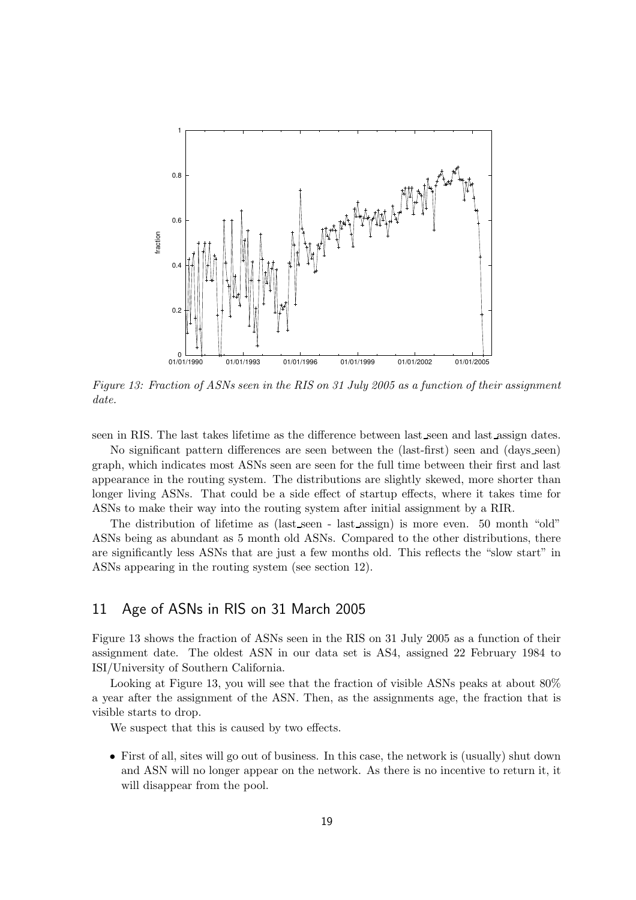1

0.8

0.6

0.4

0.2

0

fraction

01/01/1990 01/01/1993 01/01/1996 01/01/1999 01/01/2002 01/01/2005

*Figure 13: Fraction of ASNs seen in the RIS on 31 July 2005 as a function of their assignment date.*

seen in RIS. The last takes lifetime as the difference between last_seen and last_assign dates.

No significant pattern differences are seen between the (last-first) seen and (days_seen) graph, which indicates most ASNs seen are seen for the full time between their first and last appearance in the routing system. The distributions are slightly skewed, more shorter than longer living ASNs. That could be a side effect of startup effects, where it takes time for ASNs to make their way into the routing system after initial assignment by a RIR.

The distribution of lifetime as (last_seen - last_assign) is more even. 50 month "old" ASNs being as abundant as 5 month old ASNs. Compared to the other distributions, there are significantly less ASNs that are just a few months old. This reflects the "slow start" in ASNs appearing in the routing system (see section 12).

## 11 Age of ASNs in RIS on 31 March 2005

Figure 13 shows the fraction of ASNs seen in the RIS on 31 July 2005 as a function of their assignment date. The oldest ASN in our data set is AS4, assigned 22 February 1984 to ISI/University of Southern California.

Looking at Figure 13, you will see that the fraction of visible ASNs peaks at about 80% a year after the assignment of the ASN. Then, as the assignments age, the fraction that is visible starts to drop.

We suspect that this is caused by two effects.

- First of all, sites will go out of business. In this case, the network is (usually) shut down and ASN will no longer appear on the network. As there is no incentive to return it, it will disappear from the pool.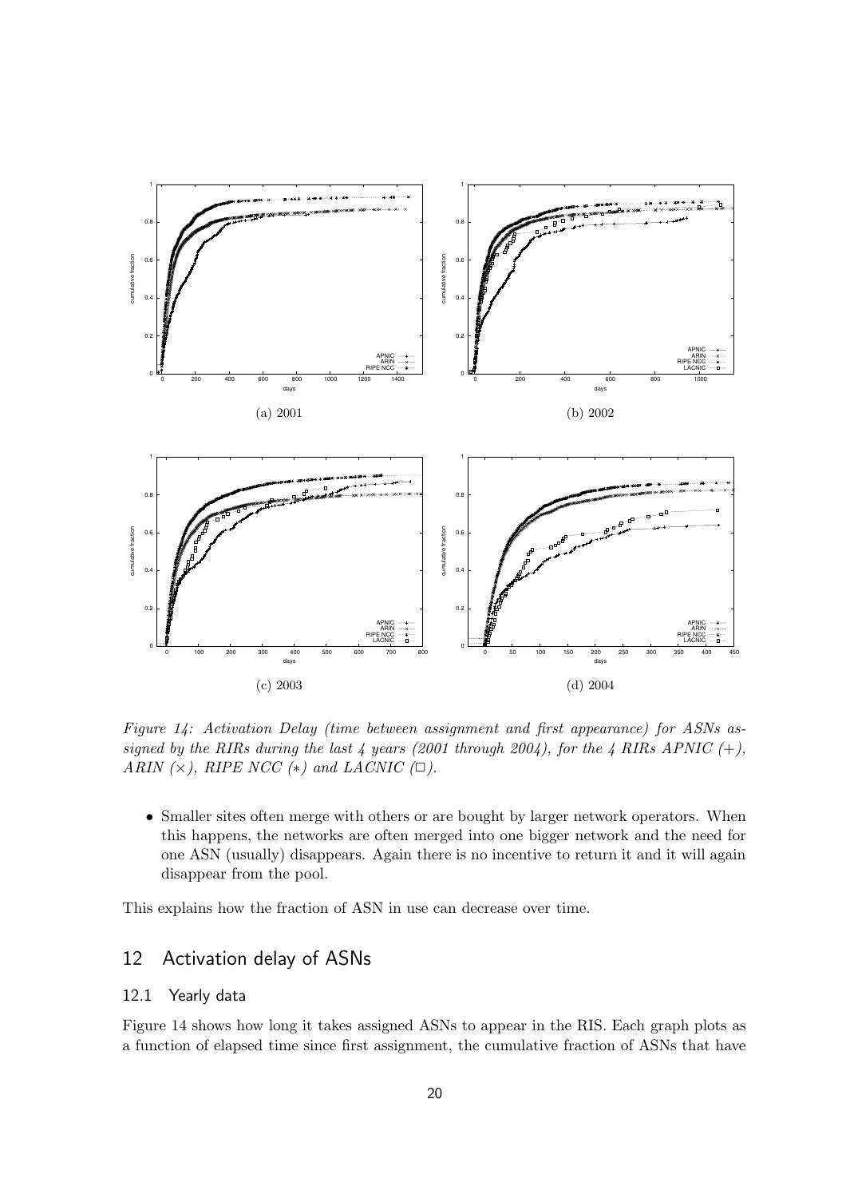cumulative fraction

days

APNIC
ARIN
RIPE NCC

(a) 2001

cumulative fraction

days

APNIC
ARIN
RIPE NCC
LACNIC

(b) 2002

cumulative fraction

days

APNIC
ARIN
RIPE NCC
LACNIC

(c) 2003

cumulative fraction

days

APNIC
ARIN
RIPE NCC
LACNIC

(d) 2004

*Figure 14: Activation Delay (time between assignment and first appearance) for ASNs assigned by the RIRs during the last 4 years (2001 through 2004), for the 4 RIRs APNIC (+), ARIN (×), RIPE NCC (∗) and LACNIC (□).*

- Smaller sites often merge with others or are bought by larger network operators. When this happens, the networks are often merged into one bigger network and the need for one ASN (usually) disappears. Again there is no incentive to return it and it will again disappear from the pool.

This explains how the fraction of ASN in use can decrease over time.

## 12 Activation delay of ASNs

### 12.1 Yearly data

Figure 14 shows how long it takes assigned ASNs to appear in the RIS. Each graph plots as a function of elapsed time since first assignment, the cumulative fraction of ASNs that have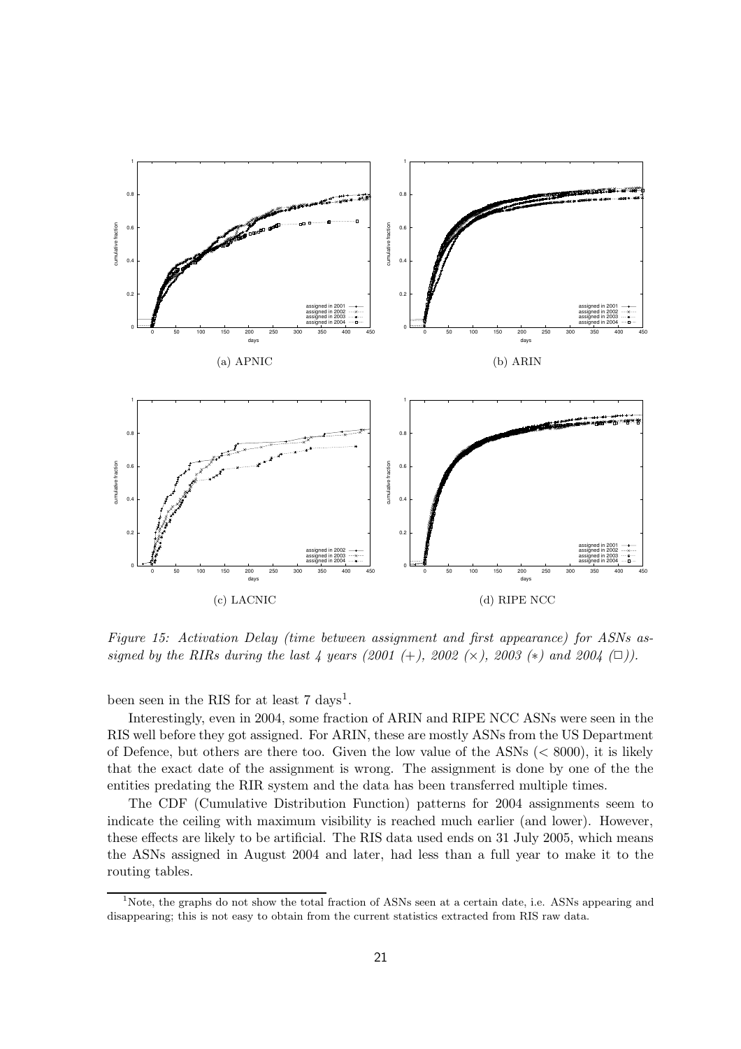(a) APNIC

cumulative fraction

days

0 50 100 150 200 250 300 350 400 450

0 0.2 0.4 0.6 0.8 1

assigned in 2001
assigned in 2002
assigned in 2003
assigned in 2004

(b) ARIN

cumulative fraction

days

0 50 100 150 200 250 300 350 400 450

0 0.2 0.4 0.6 0.8 1

assigned in 2001
assigned in 2002
assigned in 2003
assigned in 2004

(c) LACNIC

cumulative fraction

days

0 50 100 150 200 250 300 350 400 450

0 0.2 0.4 0.6 0.8 1

assigned in 2002
assigned in 2003
assigned in 2004

(d) RIPE NCC

cumulative fraction

days

0 50 100 150 200 250 300 350 400 450

0 0.2 0.4 0.6 0.8 1

assigned in 2001
assigned in 2002
assigned in 2003
assigned in 2004

*Figure 15: Activation Delay (time between assignment and first appearance) for ASNs assigned by the RIRs during the last 4 years (2001 (+), 2002 (×), 2003 (∗) and 2004 (□)).*

been seen in the RIS for at least 7 days[1].

Interestingly, even in 2004, some fraction of ARIN and RIPE NCC ASNs were seen in the RIS well before they got assigned. For ARIN, these are mostly ASNs from the US Department of Defence, but others are there too. Given the low value of the ASNs ($< 8000$), it is likely that the exact date of the assignment is wrong. The assignment is done by one of the the entities predating the RIR system and the data has been transferred multiple times.

The CDF (Cumulative Distribution Function) patterns for 2004 assignments seem to indicate the ceiling with maximum visibility is reached much earlier (and lower). However, these effects are likely to be artificial. The RIS data used ends on 31 July 2005, which means the ASNs assigned in August 2004 and later, had less than a full year to make it to the routing tables.

[1] Note, the graphs do not show the total fraction of ASNs seen at a certain date, i.e. ASNs appearing and disappearing; this is not easy to obtain from the current statistics extracted from RIS raw data.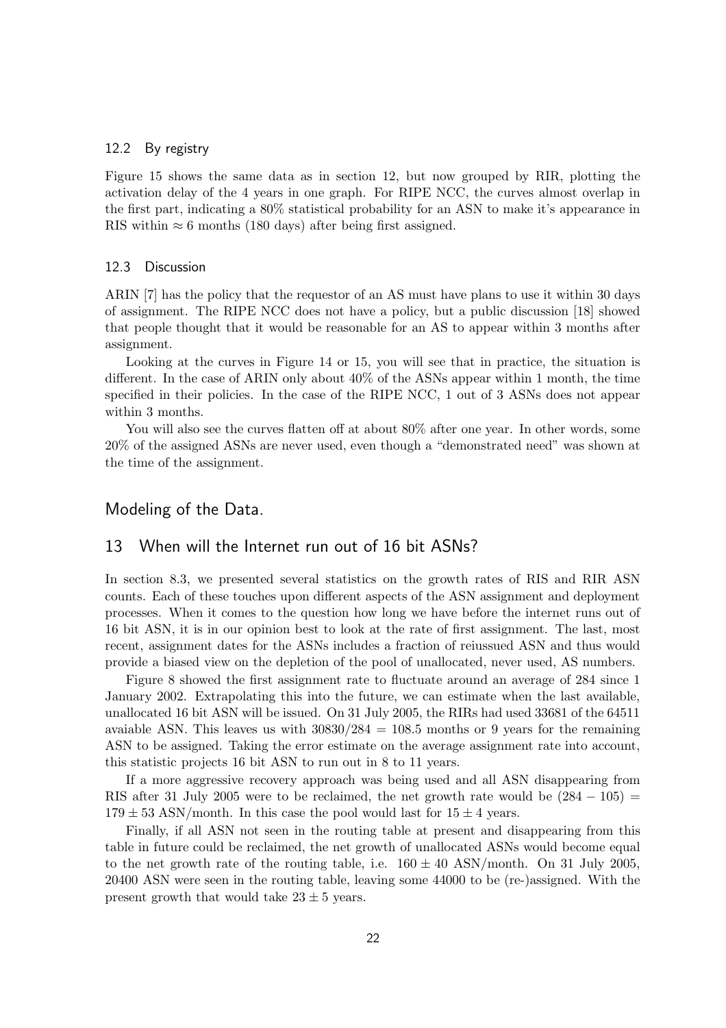### 12.2 By registry

Figure 15 shows the same data as in section 12, but now grouped by RIR, plotting the activation delay of the 4 years in one graph. For RIPE NCC, the curves almost overlap in the first part, indicating a 80% statistical probability for an ASN to make it's appearance in RIS within $\approx 6$ months (180 days) after being first assigned.

### 12.3 Discussion

ARIN [7] has the policy that the requestor of an AS must have plans to use it within 30 days of assignment. The RIPE NCC does not have a policy, but a public discussion [18] showed that people thought that it would be reasonable for an AS to appear within 3 months after assignment.

Looking at the curves in Figure 14 or 15, you will see that in practice, the situation is different. In the case of ARIN only about 40% of the ASNs appear within 1 month, the time specified in their policies. In the case of the RIPE NCC, 1 out of 3 ASNs does not appear within 3 months.

You will also see the curves flatten off at about 80% after one year. In other words, some 20% of the assigned ASNs are never used, even though a "demonstrated need" was shown at the time of the assignment.

# Modeling of the Data.

## 13 When will the Internet run out of 16 bit ASNs?

In section 8.3, we presented several statistics on the growth rates of RIS and RIR ASN counts. Each of these touches upon different aspects of the ASN assignment and deployment processes. When it comes to the question how long we have before the internet runs out of 16 bit ASN, it is in our opinion best to look at the rate of first assignment. The last, most recent, assignment dates for the ASNs includes a fraction of reiussued ASN and thus would provide a biased view on the depletion of the pool of unallocated, never used, AS numbers.

Figure 8 showed the first assignment rate to fluctuate around an average of 284 since 1 January 2002. Extrapolating this into the future, we can estimate when the last available, unallocated 16 bit ASN will be issued. On 31 July 2005, the RIRs had used 33681 of the 64511 avaiable ASN. This leaves us with $30830/284 = 108.5$ months or 9 years for the remaining ASN to be assigned. Taking the error estimate on the average assignment rate into account, this statistic projects 16 bit ASN to run out in 8 to 11 years.

If a more aggressive recovery approach was being used and all ASN disappearing from RIS after 31 July 2005 were to be reclaimed, the net growth rate would be $(284 - 105) = 179 \pm 53$ ASN/month. In this case the pool would last for $15 \pm 4$ years.

Finally, if all ASN not seen in the routing table at present and disappearing from this table in future could be reclaimed, the net growth of unallocated ASNs would become equal to the net growth rate of the routing table, i.e. $160 \pm 40$ ASN/month. On 31 July 2005, 20400 ASN were seen in the routing table, leaving some 44000 to be (re-)assigned. With the present growth that would take $23 \pm 5$ years.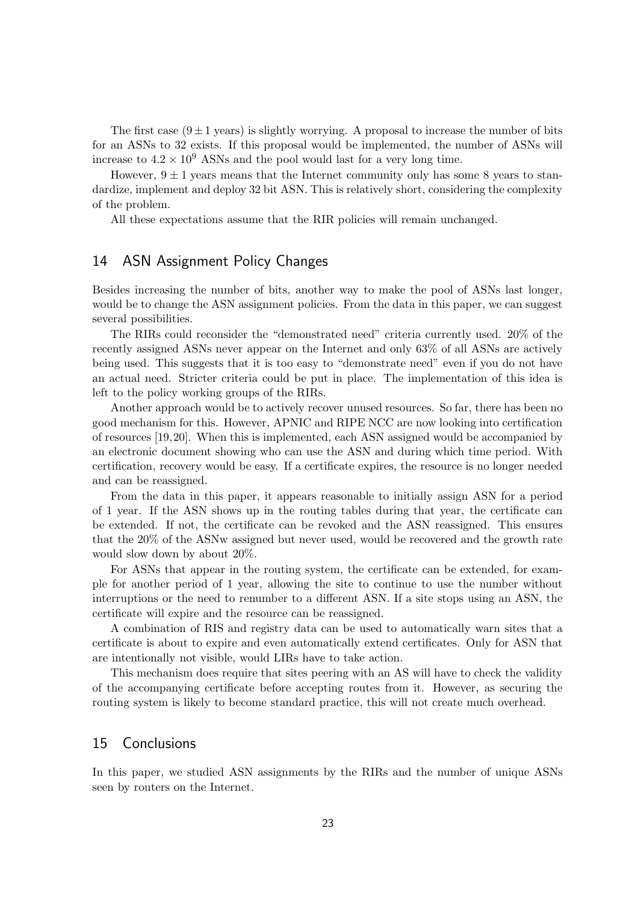The first case ($9 \pm 1$ years) is slightly worrying. A proposal to increase the number of bits for an ASNs to 32 exists. If this proposal would be implemented, the number of ASNs will increase to $4.2 \times 10^9$ ASNs and the pool would last for a very long time.

However, $9 \pm 1$ years means that the Internet community only has some 8 years to standardize, implement and deploy 32 bit ASN. This is relatively short, considering the complexity of the problem.

All these expectations assume that the RIR policies will remain unchanged.

## 14 ASN Assignment Policy Changes

Besides increasing the number of bits, another way to make the pool of ASNs last longer, would be to change the ASN assignment policies. From the data in this paper, we can suggest several possibilities.

The RIRs could reconsider the "demonstrated need" criteria currently used. 20% of the recently assigned ASNs never appear on the Internet and only 63% of all ASNs are actively being used. This suggests that it is too easy to "demonstrate need" even if you do not have an actual need. Stricter criteria could be put in place. The implementation of this idea is left to the policy working groups of the RIRs.

Another approach would be to actively recover unused resources. So far, there has been no good mechanism for this. However, APNIC and RIPE NCC are now looking into certification of resources [19,20]. When this is implemented, each ASN assigned would be accompanied by an electronic document showing who can use the ASN and during which time period. With certification, recovery would be easy. If a certificate expires, the resource is no longer needed and can be reassigned.

From the data in this paper, it appears reasonable to initially assign ASN for a period of 1 year. If the ASN shows up in the routing tables during that year, the certificate can be extended. If not, the certificate can be revoked and the ASN reassigned. This ensures that the 20% of the ASNw assigned but never used, would be recovered and the growth rate would slow down by about 20%.

For ASNs that appear in the routing system, the certificate can be extended, for example for another period of 1 year, allowing the site to continue to use the number without interruptions or the need to renumber to a different ASN. If a site stops using an ASN, the certificate will expire and the resource can be reassigned.

A combination of RIS and registry data can be used to automatically warn sites that a certificate is about to expire and even automatically extend certificates. Only for ASN that are intentionally not visible, would LIRs have to take action.

This mechanism does require that sites peering with an AS will have to check the validity of the accompanying certificate before accepting routes from it. However, as securing the routing system is likely to become standard practice, this will not create much overhead.

## 15 Conclusions

In this paper, we studied ASN assignments by the RIRs and the number of unique ASNs seen by routers on the Internet.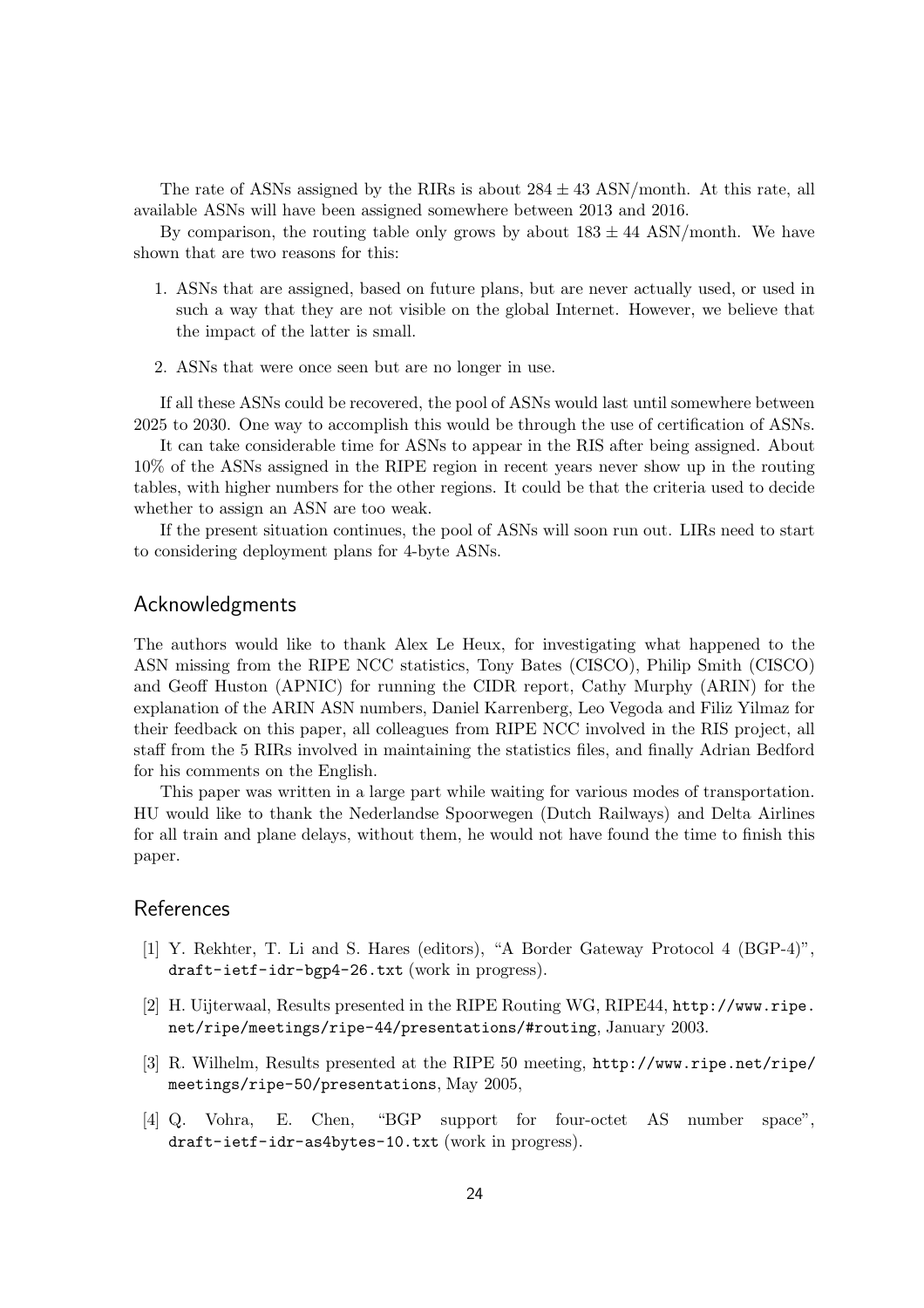The rate of ASNs assigned by the RIRs is about $284 \pm 43$ ASN/month. At this rate, all available ASNs will have been assigned somewhere between 2013 and 2016.

By comparison, the routing table only grows by about $183 \pm 44$ ASN/month. We have shown that are two reasons for this:

1. ASNs that are assigned, based on future plans, but are never actually used, or used in such a way that they are not visible on the global Internet. However, we believe that the impact of the latter is small.
2. ASNs that were once seen but are no longer in use.

If all these ASNs could be recovered, the pool of ASNs would last until somewhere between 2025 to 2030. One way to accomplish this would be through the use of certification of ASNs.

It can take considerable time for ASNs to appear in the RIS after being assigned. About 10% of the ASNs assigned in the RIPE region in recent years never show up in the routing tables, with higher numbers for the other regions. It could be that the criteria used to decide whether to assign an ASN are too weak.

If the present situation continues, the pool of ASNs will soon run out. LIRs need to start to considering deployment plans for 4-byte ASNs.

## Acknowledgments

The authors would like to thank Alex Le Heux, for investigating what happened to the ASN missing from the RIPE NCC statistics, Tony Bates (CISCO), Philip Smith (CISCO) and Geoff Huston (APNIC) for running the CIDR report, Cathy Murphy (ARIN) for the explanation of the ARIN ASN numbers, Daniel Karrenberg, Leo Vegoda and Filiz Yilmaz for their feedback on this paper, all colleagues from RIPE NCC involved in the RIS project, all staff from the 5 RIRs involved in maintaining the statistics files, and finally Adrian Bedford for his comments on the English.

This paper was written in a large part while waiting for various modes of transportation. HU would like to thank the Nederlandse Spoorwegen (Dutch Railways) and Delta Airlines for all train and plane delays, without them, he would not have found the time to finish this paper.

## References

[1] Y. Rekhter, T. Li and S. Hares (editors), "A Border Gateway Protocol 4 (BGP-4)", `draft-ietf-idr-bgp4-26.txt` (work in progress).

[2] H. Uijterwaal, Results presented in the RIPE Routing WG, RIPE44, `http://www.ripe.net/ripe/meetings/ripe-44/presentations/#routing`, January 2003.

[3] R. Wilhelm, Results presented at the RIPE 50 meeting, `http://www.ripe.net/ripe/meetings/ripe-50/presentations`, May 2005,

[4] Q. Vohra, E. Chen, "BGP support for four-octet AS number space", `draft-ietf-idr-as4bytes-10.txt` (work in progress).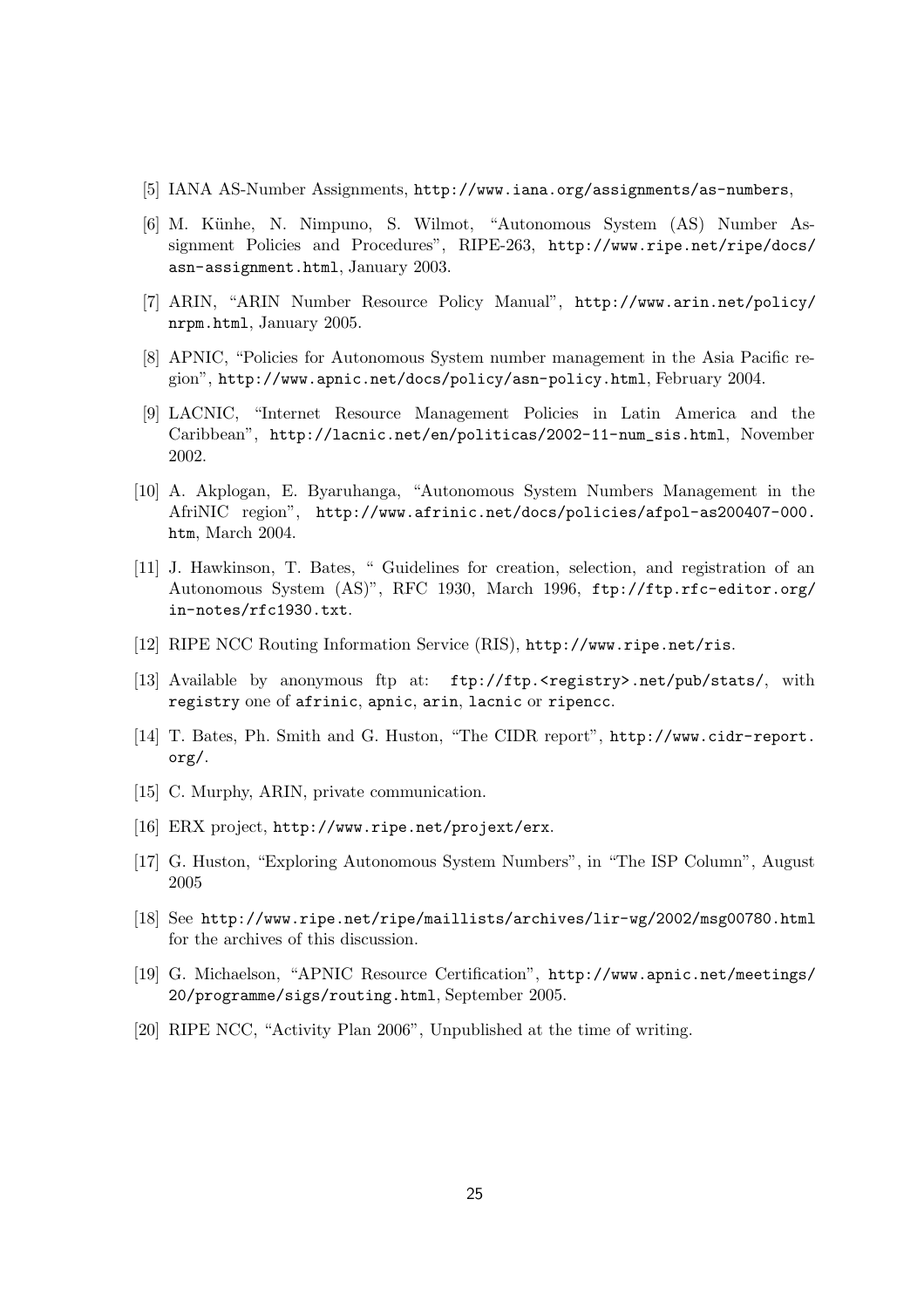[5] IANA AS-Number Assignments, http://www.iana.org/assignments/as-numbers,

[6] M. Künhe, N. Nimpuno, S. Wilmot, "Autonomous System (AS) Number Assignment Policies and Procedures", RIPE-263, http://www.ripe.net/ripe/docs/asn-assignment.html, January 2003.

[7] ARIN, "ARIN Number Resource Policy Manual", http://www.arin.net/policy/nrpm.html, January 2005.

[8] APNIC, "Policies for Autonomous System number management in the Asia Pacific region", http://www.apnic.net/docs/policy/asn-policy.html, February 2004.

[9] LACNIC, "Internet Resource Management Policies in Latin America and the Caribbean", http://lacnic.net/en/politicas/2002-11-num_sis.html, November 2002.

[10] A. Akplogan, E. Byaruhanga, "Autonomous System Numbers Management in the AfriNIC region", http://www.afrinic.net/docs/policies/afpol-as200407-000.htm, March 2004.

[11] J. Hawkinson, T. Bates, " Guidelines for creation, selection, and registration of an Autonomous System (AS)", RFC 1930, March 1996, ftp://ftp.rfc-editor.org/in-notes/rfc1930.txt.

[12] RIPE NCC Routing Information Service (RIS), http://www.ripe.net/ris.

[13] Available by anonymous ftp at: ftp://ftp.<registry>.net/pub/stats/, with registry one of afrinic, apnic, arin, lacnic or ripencc.

[14] T. Bates, Ph. Smith and G. Huston, "The CIDR report", http://www.cidr-report.org/.

[15] C. Murphy, ARIN, private communication.

[16] ERX project, http://www.ripe.net/projext/erx.

[17] G. Huston, "Exploring Autonomous System Numbers", in "The ISP Column", August 2005

[18] See http://www.ripe.net/ripe/maillists/archives/lir-wg/2002/msg00780.html for the archives of this discussion.

[19] G. Michaelson, "APNIC Resource Certification", http://www.apnic.net/meetings/20/programme/sigs/routing.html, September 2005.

[20] RIPE NCC, "Activity Plan 2006", Unpublished at the time of writing.